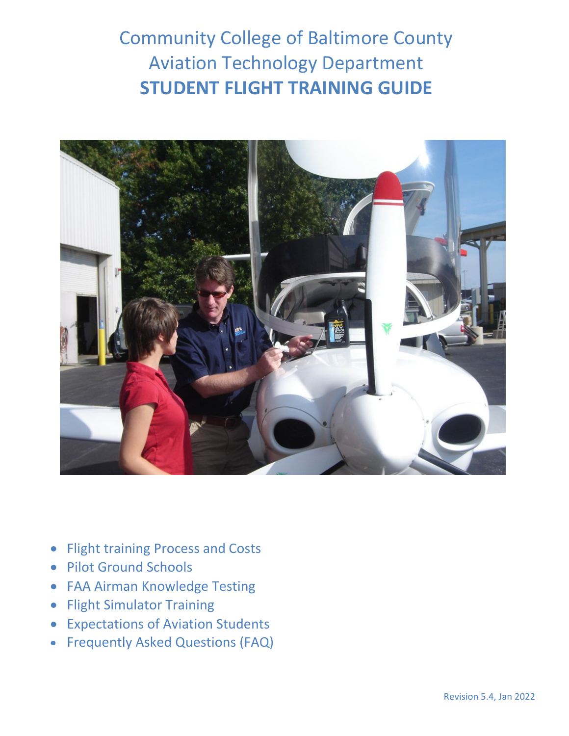# Community College of Baltimore County
# Aviation Technology Department
# STUDENT FLIGHT TRAINING GUIDE

- Flight training Process and Costs
- Pilot Ground Schools
- FAA Airman Knowledge Testing
- Flight Simulator Training
- Expectations of Aviation Students
- Frequently Asked Questions (FAQ)

Revision 5.4, Jan 2022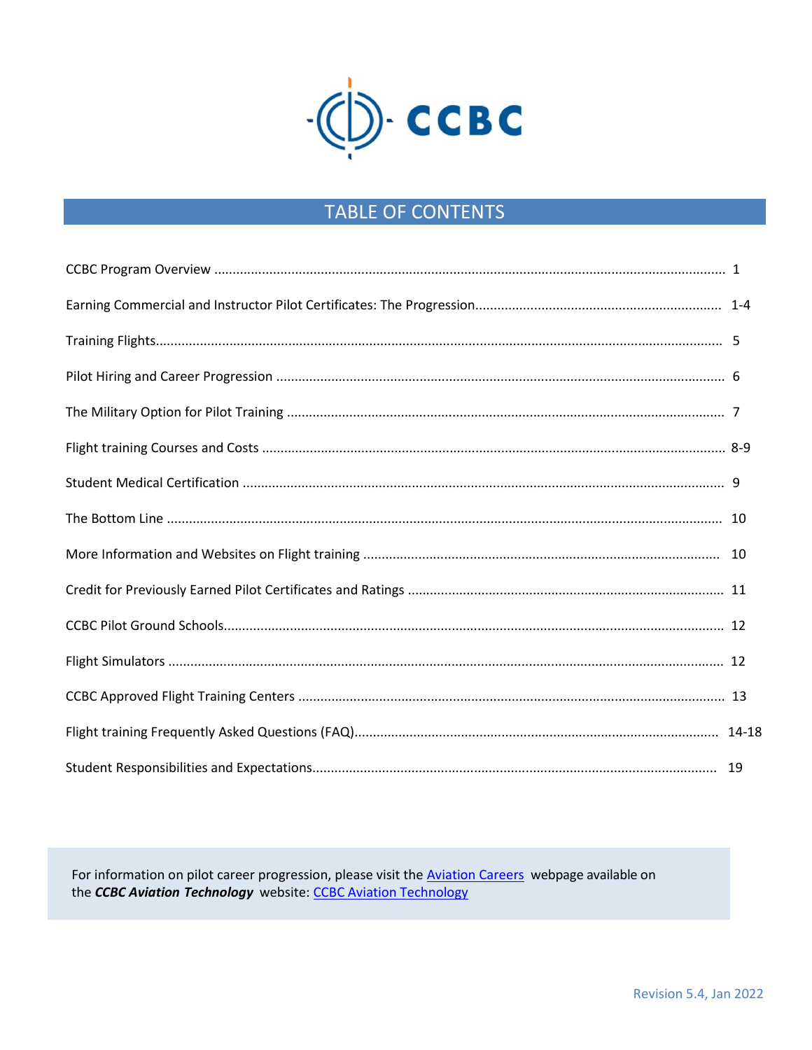# TABLE OF CONTENTS

| Section | Page |
|---|---|
| CCBC Program Overview | 1 |
| Earning Commercial and Instructor Pilot Certificates: The Progression | 1-4 |
| Training Flights | 5 |
| Pilot Hiring and Career Progression | 6 |
| The Military Option for Pilot Training | 7 |
| Flight training Courses and Costs | 8-9 |
| Student Medical Certification | 9 |
| The Bottom Line | 10 |
| More Information and Websites on Flight training | 10 |
| Credit for Previously Earned Pilot Certificates and Ratings | 11 |
| CCBC Pilot Ground Schools | 12 |
| Flight Simulators | 12 |
| CCBC Approved Flight Training Centers | 13 |
| Flight training Frequently Asked Questions (FAQ) | 14-18 |
| Student Responsibilities and Expectations | 19 |

For information on pilot career progression, please visit the [Aviation Careers]() webpage available on the ***CCBC Aviation Technology*** website: [CCBC Aviation Technology]()

Revision 5.4, Jan 2022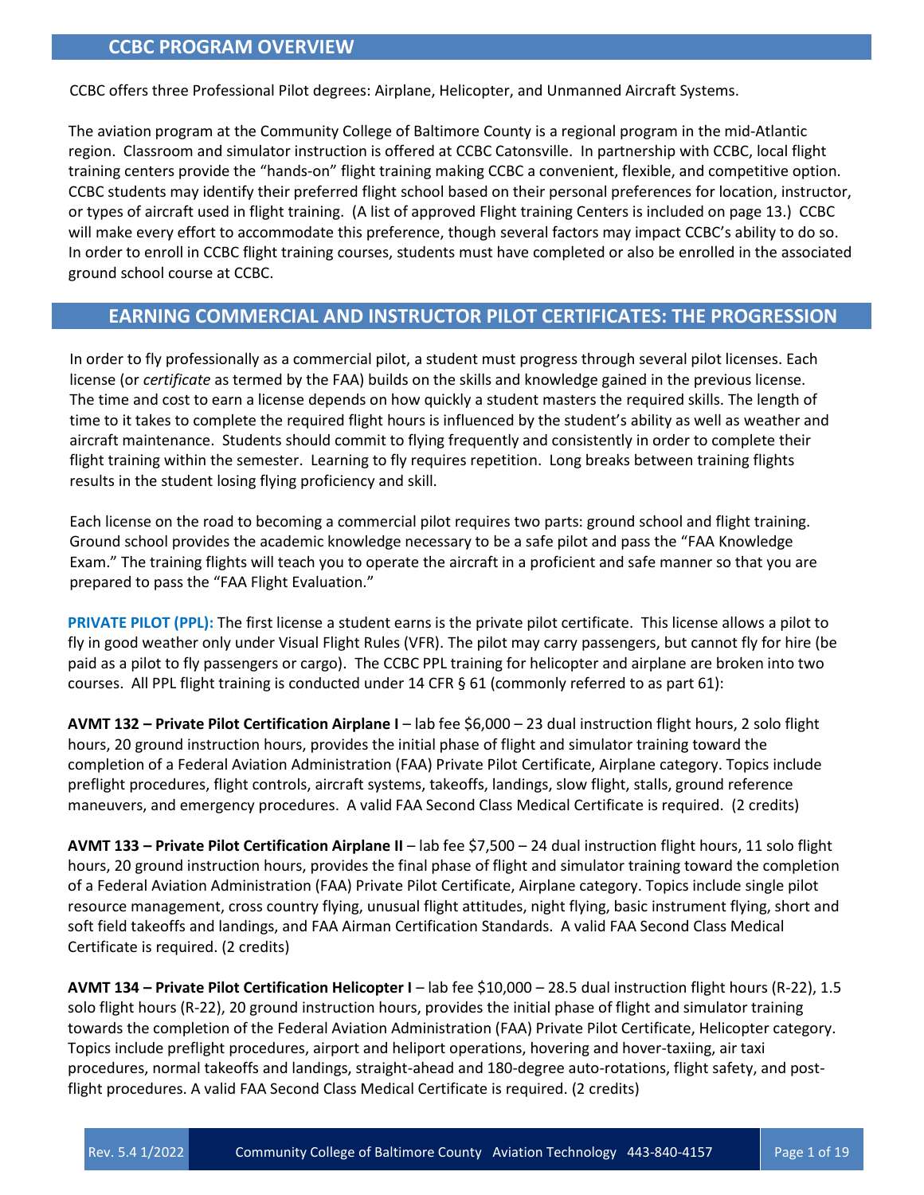## CCBC PROGRAM OVERVIEW

CCBC offers three Professional Pilot degrees: Airplane, Helicopter, and Unmanned Aircraft Systems.

The aviation program at the Community College of Baltimore County is a regional program in the mid-Atlantic region. Classroom and simulator instruction is offered at CCBC Catonsville. In partnership with CCBC, local flight training centers provide the "hands-on" flight training making CCBC a convenient, flexible, and competitive option. CCBC students may identify their preferred flight school based on their personal preferences for location, instructor, or types of aircraft used in flight training. (A list of approved Flight training Centers is included on page 13.) CCBC will make every effort to accommodate this preference, though several factors may impact CCBC's ability to do so. In order to enroll in CCBC flight training courses, students must have completed or also be enrolled in the associated ground school course at CCBC.

## EARNING COMMERCIAL AND INSTRUCTOR PILOT CERTIFICATES: THE PROGRESSION

In order to fly professionally as a commercial pilot, a student must progress through several pilot licenses. Each license (or *certificate* as termed by the FAA) builds on the skills and knowledge gained in the previous license. The time and cost to earn a license depends on how quickly a student masters the required skills. The length of time to it takes to complete the required flight hours is influenced by the student's ability as well as weather and aircraft maintenance. Students should commit to flying frequently and consistently in order to complete their flight training within the semester. Learning to fly requires repetition. Long breaks between training flights results in the student losing flying proficiency and skill.

Each license on the road to becoming a commercial pilot requires two parts: ground school and flight training. Ground school provides the academic knowledge necessary to be a safe pilot and pass the "FAA Knowledge Exam." The training flights will teach you to operate the aircraft in a proficient and safe manner so that you are prepared to pass the "FAA Flight Evaluation."

**PRIVATE PILOT (PPL):** The first license a student earns is the private pilot certificate. This license allows a pilot to fly in good weather only under Visual Flight Rules (VFR). The pilot may carry passengers, but cannot fly for hire (be paid as a pilot to fly passengers or cargo). The CCBC PPL training for helicopter and airplane are broken into two courses. All PPL flight training is conducted under 14 CFR § 61 (commonly referred to as part 61):

**AVMT 132 – Private Pilot Certification Airplane I** – lab fee $6,000 – 23 dual instruction flight hours, 2 solo flight hours, 20 ground instruction hours, provides the initial phase of flight and simulator training toward the completion of a Federal Aviation Administration (FAA) Private Pilot Certificate, Airplane category. Topics include preflight procedures, flight controls, aircraft systems, takeoffs, landings, slow flight, stalls, ground reference maneuvers, and emergency procedures. A valid FAA Second Class Medical Certificate is required. (2 credits)

**AVMT 133 – Private Pilot Certification Airplane II** – lab fee $7,500 – 24 dual instruction flight hours, 11 solo flight hours, 20 ground instruction hours, provides the final phase of flight and simulator training toward the completion of a Federal Aviation Administration (FAA) Private Pilot Certificate, Airplane category. Topics include single pilot resource management, cross country flying, unusual flight attitudes, night flying, basic instrument flying, short and soft field takeoffs and landings, and FAA Airman Certification Standards. A valid FAA Second Class Medical Certificate is required. (2 credits)

**AVMT 134 – Private Pilot Certification Helicopter I** – lab fee $10,000 – 28.5 dual instruction flight hours (R-22), 1.5 solo flight hours (R-22), 20 ground instruction hours, provides the initial phase of flight and simulator training towards the completion of the Federal Aviation Administration (FAA) Private Pilot Certificate, Helicopter category. Topics include preflight procedures, airport and heliport operations, hovering and hover-taxiing, air taxi procedures, normal takeoffs and landings, straight-ahead and 180-degree auto-rotations, flight safety, and post-flight procedures. A valid FAA Second Class Medical Certificate is required. (2 credits)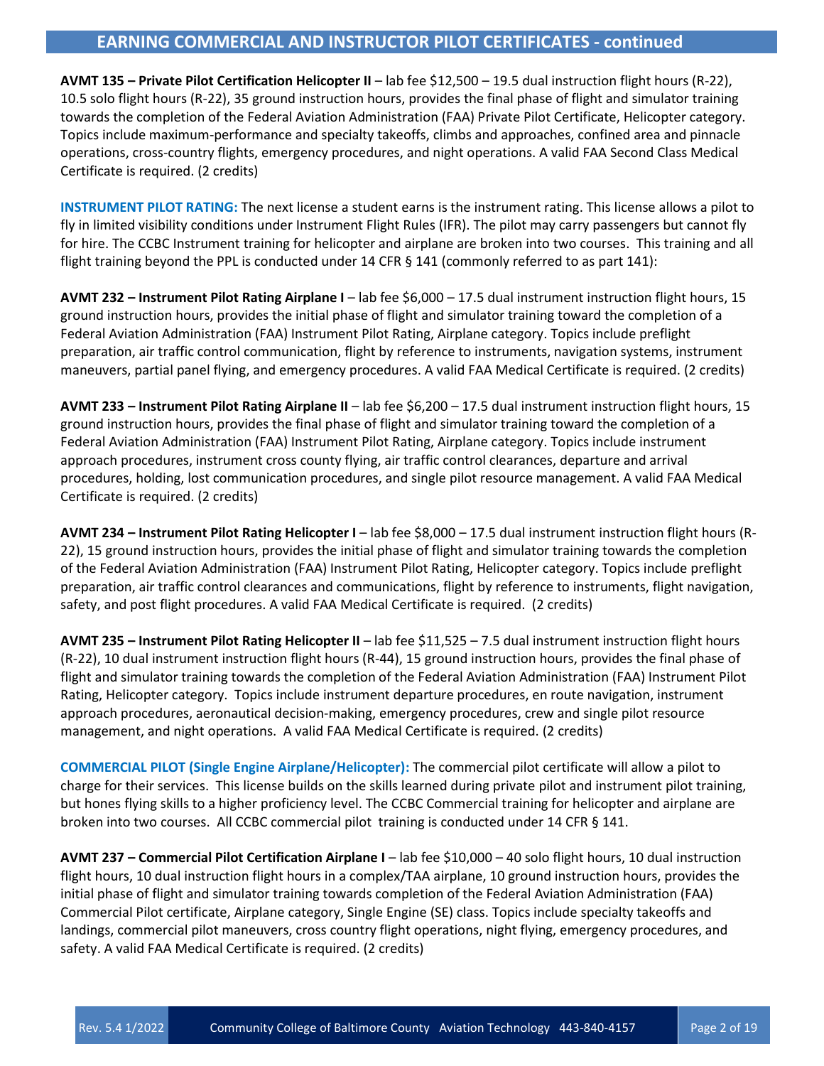## EARNING COMMERCIAL AND INSTRUCTOR PILOT CERTIFICATES - continued

**AVMT 135 – Private Pilot Certification Helicopter II** – lab fee $12,500 – 19.5 dual instruction flight hours (R-22), 10.5 solo flight hours (R-22), 35 ground instruction hours, provides the final phase of flight and simulator training towards the completion of the Federal Aviation Administration (FAA) Private Pilot Certificate, Helicopter category. Topics include maximum-performance and specialty takeoffs, climbs and approaches, confined area and pinnacle operations, cross-country flights, emergency procedures, and night operations. A valid FAA Second Class Medical Certificate is required. (2 credits)

**INSTRUMENT PILOT RATING:** The next license a student earns is the instrument rating. This license allows a pilot to fly in limited visibility conditions under Instrument Flight Rules (IFR). The pilot may carry passengers but cannot fly for hire. The CCBC Instrument training for helicopter and airplane are broken into two courses. This training and all flight training beyond the PPL is conducted under 14 CFR § 141 (commonly referred to as part 141):

**AVMT 232 – Instrument Pilot Rating Airplane I** – lab fee $6,000 – 17.5 dual instrument instruction flight hours, 15 ground instruction hours, provides the initial phase of flight and simulator training toward the completion of a Federal Aviation Administration (FAA) Instrument Pilot Rating, Airplane category. Topics include preflight preparation, air traffic control communication, flight by reference to instruments, navigation systems, instrument maneuvers, partial panel flying, and emergency procedures. A valid FAA Medical Certificate is required. (2 credits)

**AVMT 233 – Instrument Pilot Rating Airplane II** – lab fee $6,200 – 17.5 dual instrument instruction flight hours, 15 ground instruction hours, provides the final phase of flight and simulator training toward the completion of a Federal Aviation Administration (FAA) Instrument Pilot Rating, Airplane category. Topics include instrument approach procedures, instrument cross county flying, air traffic control clearances, departure and arrival procedures, holding, lost communication procedures, and single pilot resource management. A valid FAA Medical Certificate is required. (2 credits)

**AVMT 234 – Instrument Pilot Rating Helicopter I** – lab fee $8,000 – 17.5 dual instrument instruction flight hours (R-22), 15 ground instruction hours, provides the initial phase of flight and simulator training towards the completion of the Federal Aviation Administration (FAA) Instrument Pilot Rating, Helicopter category. Topics include preflight preparation, air traffic control clearances and communications, flight by reference to instruments, flight navigation, safety, and post flight procedures. A valid FAA Medical Certificate is required. (2 credits)

**AVMT 235 – Instrument Pilot Rating Helicopter II** – lab fee $11,525 – 7.5 dual instrument instruction flight hours (R-22), 10 dual instrument instruction flight hours (R-44), 15 ground instruction hours, provides the final phase of flight and simulator training towards the completion of the Federal Aviation Administration (FAA) Instrument Pilot Rating, Helicopter category. Topics include instrument departure procedures, en route navigation, instrument approach procedures, aeronautical decision-making, emergency procedures, crew and single pilot resource management, and night operations. A valid FAA Medical Certificate is required. (2 credits)

**COMMERCIAL PILOT (Single Engine Airplane/Helicopter):** The commercial pilot certificate will allow a pilot to charge for their services. This license builds on the skills learned during private pilot and instrument pilot training, but hones flying skills to a higher proficiency level. The CCBC Commercial training for helicopter and airplane are broken into two courses. All CCBC commercial pilot training is conducted under 14 CFR § 141.

**AVMT 237 – Commercial Pilot Certification Airplane I** – lab fee $10,000 – 40 solo flight hours, 10 dual instruction flight hours, 10 dual instruction flight hours in a complex/TAA airplane, 10 ground instruction hours, provides the initial phase of flight and simulator training towards completion of the Federal Aviation Administration (FAA) Commercial Pilot certificate, Airplane category, Single Engine (SE) class. Topics include specialty takeoffs and landings, commercial pilot maneuvers, cross country flight operations, night flying, emergency procedures, and safety. A valid FAA Medical Certificate is required. (2 credits)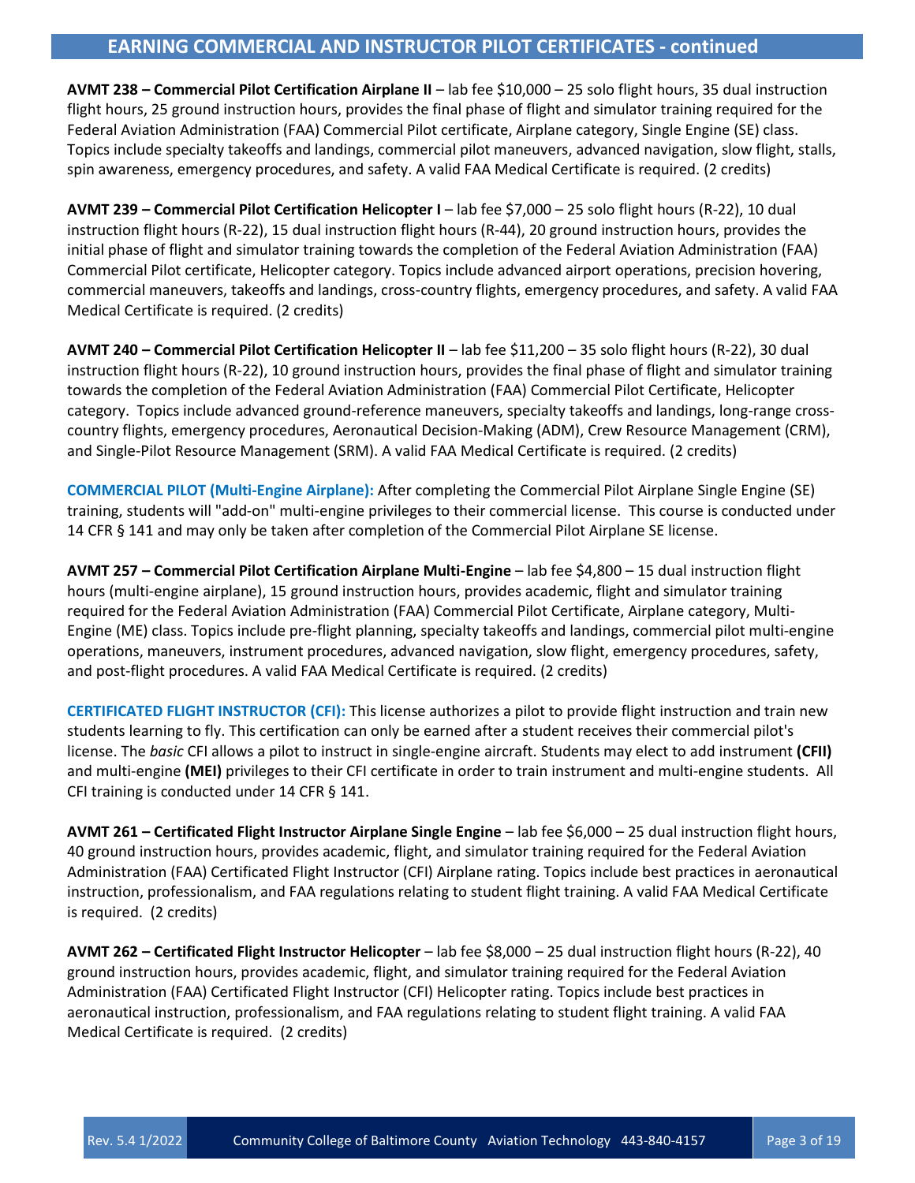## EARNING COMMERCIAL AND INSTRUCTOR PILOT CERTIFICATES - continued

**AVMT 238 – Commercial Pilot Certification Airplane II** – lab fee $10,000 – 25 solo flight hours, 35 dual instruction flight hours, 25 ground instruction hours, provides the final phase of flight and simulator training required for the Federal Aviation Administration (FAA) Commercial Pilot certificate, Airplane category, Single Engine (SE) class. Topics include specialty takeoffs and landings, commercial pilot maneuvers, advanced navigation, slow flight, stalls, spin awareness, emergency procedures, and safety. A valid FAA Medical Certificate is required. (2 credits)

**AVMT 239 – Commercial Pilot Certification Helicopter I** – lab fee $7,000 – 25 solo flight hours (R-22), 10 dual instruction flight hours (R-22), 15 dual instruction flight hours (R-44), 20 ground instruction hours, provides the initial phase of flight and simulator training towards the completion of the Federal Aviation Administration (FAA) Commercial Pilot certificate, Helicopter category. Topics include advanced airport operations, precision hovering, commercial maneuvers, takeoffs and landings, cross-country flights, emergency procedures, and safety. A valid FAA Medical Certificate is required. (2 credits)

**AVMT 240 – Commercial Pilot Certification Helicopter II** – lab fee $11,200 – 35 solo flight hours (R-22), 30 dual instruction flight hours (R-22), 10 ground instruction hours, provides the final phase of flight and simulator training towards the completion of the Federal Aviation Administration (FAA) Commercial Pilot Certificate, Helicopter category. Topics include advanced ground-reference maneuvers, specialty takeoffs and landings, long-range cross-country flights, emergency procedures, Aeronautical Decision-Making (ADM), Crew Resource Management (CRM), and Single-Pilot Resource Management (SRM). A valid FAA Medical Certificate is required. (2 credits)

**COMMERCIAL PILOT (Multi-Engine Airplane):** After completing the Commercial Pilot Airplane Single Engine (SE) training, students will "add-on" multi-engine privileges to their commercial license. This course is conducted under 14 CFR § 141 and may only be taken after completion of the Commercial Pilot Airplane SE license.

**AVMT 257 – Commercial Pilot Certification Airplane Multi-Engine** – lab fee $4,800 – 15 dual instruction flight hours (multi-engine airplane), 15 ground instruction hours, provides academic, flight and simulator training required for the Federal Aviation Administration (FAA) Commercial Pilot Certificate, Airplane category, Multi-Engine (ME) class. Topics include pre-flight planning, specialty takeoffs and landings, commercial pilot multi-engine operations, maneuvers, instrument procedures, advanced navigation, slow flight, emergency procedures, safety, and post-flight procedures. A valid FAA Medical Certificate is required. (2 credits)

**CERTIFICATED FLIGHT INSTRUCTOR (CFI):** This license authorizes a pilot to provide flight instruction and train new students learning to fly. This certification can only be earned after a student receives their commercial pilot's license. The *basic* CFI allows a pilot to instruct in single-engine aircraft. Students may elect to add instrument **(CFII)** and multi-engine **(MEI)** privileges to their CFI certificate in order to train instrument and multi-engine students. All CFI training is conducted under 14 CFR § 141.

**AVMT 261 – Certificated Flight Instructor Airplane Single Engine** – lab fee $6,000 – 25 dual instruction flight hours, 40 ground instruction hours, provides academic, flight, and simulator training required for the Federal Aviation Administration (FAA) Certificated Flight Instructor (CFI) Airplane rating. Topics include best practices in aeronautical instruction, professionalism, and FAA regulations relating to student flight training. A valid FAA Medical Certificate is required. (2 credits)

**AVMT 262 – Certificated Flight Instructor Helicopter** – lab fee $8,000 – 25 dual instruction flight hours (R-22), 40 ground instruction hours, provides academic, flight, and simulator training required for the Federal Aviation Administration (FAA) Certificated Flight Instructor (CFI) Helicopter rating. Topics include best practices in aeronautical instruction, professionalism, and FAA regulations relating to student flight training. A valid FAA Medical Certificate is required. (2 credits)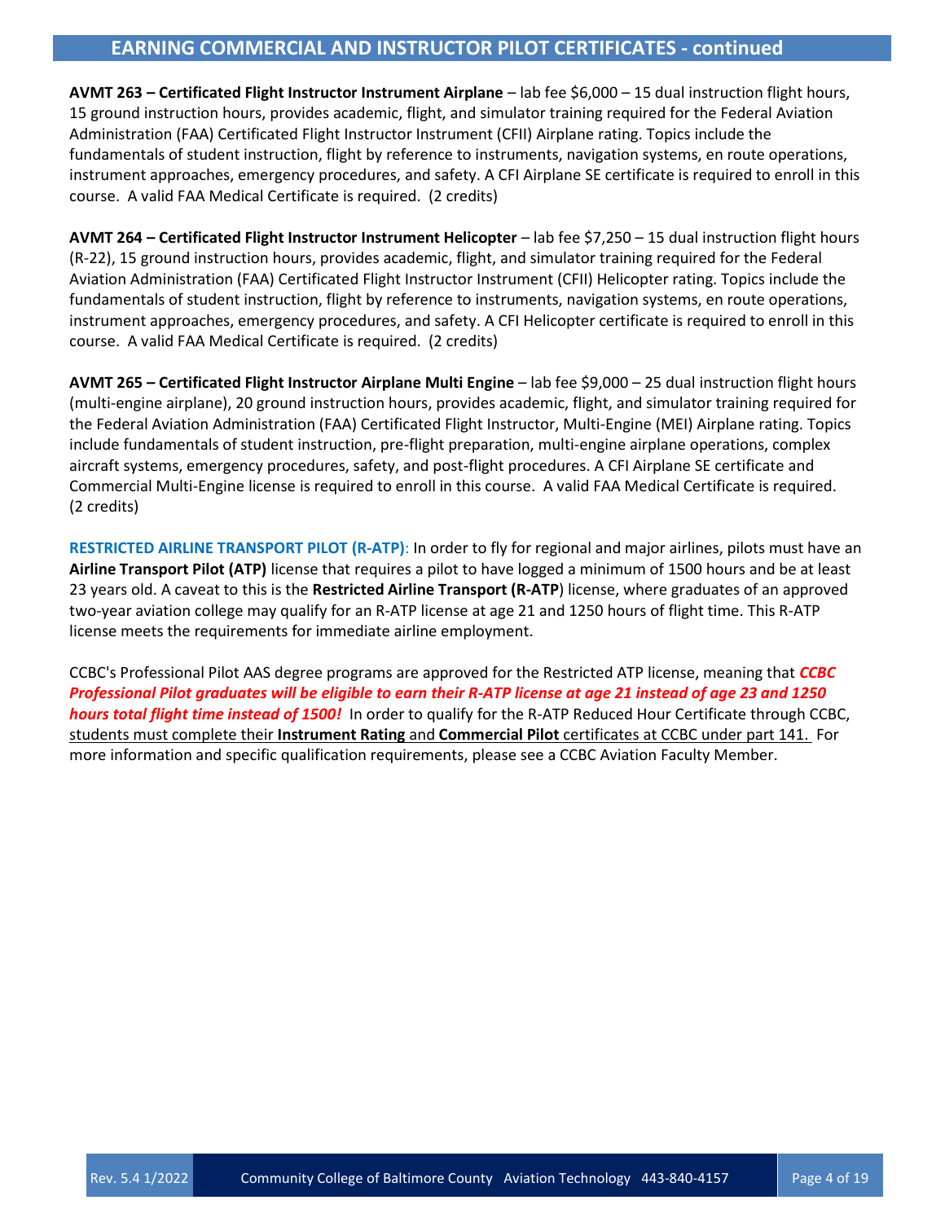## EARNING COMMERCIAL AND INSTRUCTOR PILOT CERTIFICATES - continued

**AVMT 263 – Certificated Flight Instructor Instrument Airplane** – lab fee $6,000 – 15 dual instruction flight hours, 15 ground instruction hours, provides academic, flight, and simulator training required for the Federal Aviation Administration (FAA) Certificated Flight Instructor Instrument (CFII) Airplane rating. Topics include the fundamentals of student instruction, flight by reference to instruments, navigation systems, en route operations, instrument approaches, emergency procedures, and safety. A CFI Airplane SE certificate is required to enroll in this course. A valid FAA Medical Certificate is required. (2 credits)

**AVMT 264 – Certificated Flight Instructor Instrument Helicopter** – lab fee $7,250 – 15 dual instruction flight hours (R-22), 15 ground instruction hours, provides academic, flight, and simulator training required for the Federal Aviation Administration (FAA) Certificated Flight Instructor Instrument (CFII) Helicopter rating. Topics include the fundamentals of student instruction, flight by reference to instruments, navigation systems, en route operations, instrument approaches, emergency procedures, and safety. A CFI Helicopter certificate is required to enroll in this course. A valid FAA Medical Certificate is required. (2 credits)

**AVMT 265 – Certificated Flight Instructor Airplane Multi Engine** – lab fee $9,000 – 25 dual instruction flight hours (multi-engine airplane), 20 ground instruction hours, provides academic, flight, and simulator training required for the Federal Aviation Administration (FAA) Certificated Flight Instructor, Multi-Engine (MEI) Airplane rating. Topics include fundamentals of student instruction, pre-flight preparation, multi-engine airplane operations, complex aircraft systems, emergency procedures, safety, and post-flight procedures. A CFI Airplane SE certificate and Commercial Multi-Engine license is required to enroll in this course. A valid FAA Medical Certificate is required. (2 credits)

**RESTRICTED AIRLINE TRANSPORT PILOT (R-ATP)**: In order to fly for regional and major airlines, pilots must have an **Airline Transport Pilot (ATP)** license that requires a pilot to have logged a minimum of 1500 hours and be at least 23 years old. A caveat to this is the **Restricted Airline Transport (R-ATP**) license, where graduates of an approved two-year aviation college may qualify for an R-ATP license at age 21 and 1250 hours of flight time. This R-ATP license meets the requirements for immediate airline employment.

CCBC's Professional Pilot AAS degree programs are approved for the Restricted ATP license, meaning that ***CCBC Professional Pilot graduates will be eligible to earn their R-ATP license at age 21 instead of age 23 and 1250 hours total flight time instead of 1500!*** In order to qualify for the R-ATP Reduced Hour Certificate through CCBC, students must complete their **Instrument Rating** and **Commercial Pilot** certificates at CCBC under part 141. For more information and specific qualification requirements, please see a CCBC Aviation Faculty Member.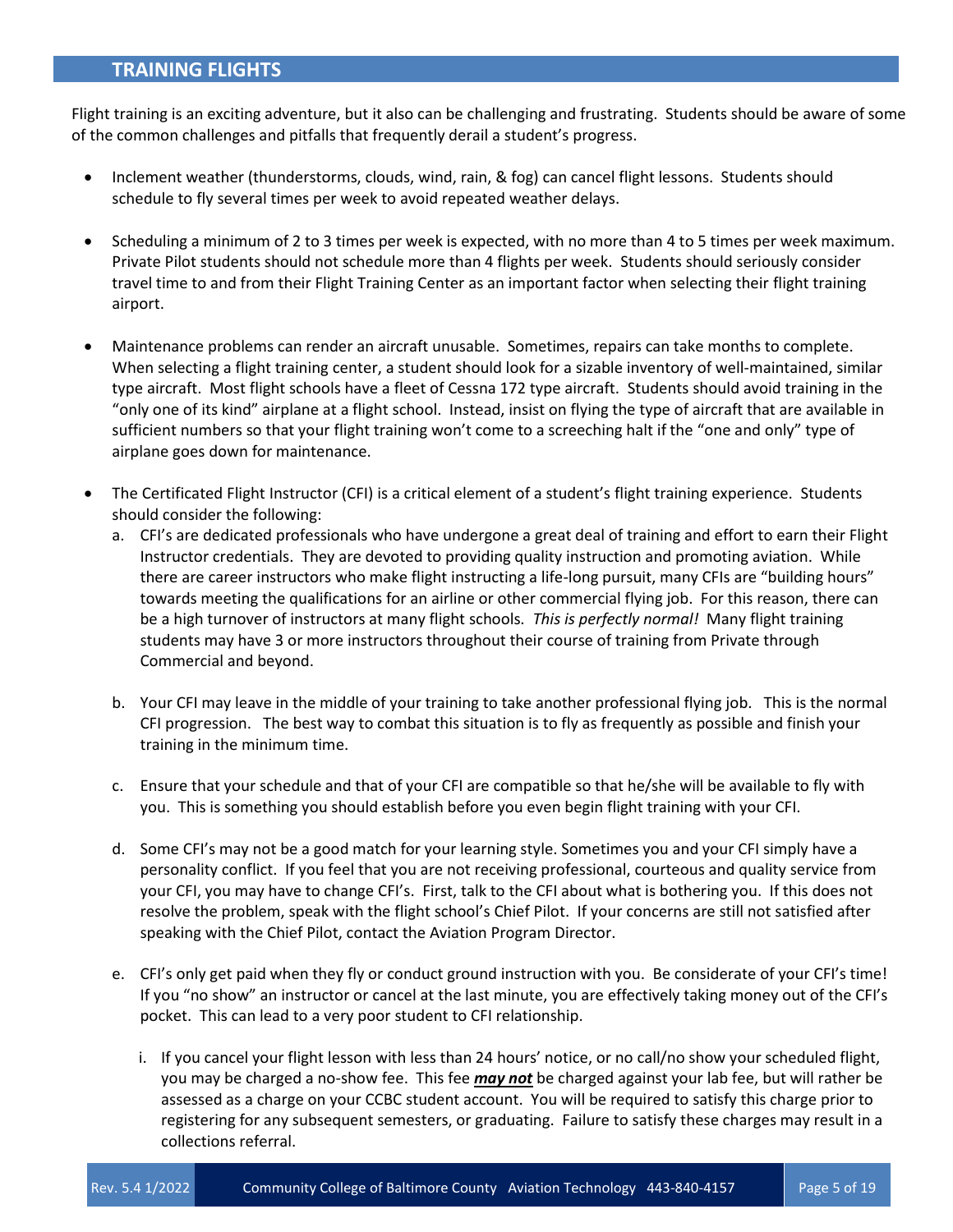## TRAINING FLIGHTS

Flight training is an exciting adventure, but it also can be challenging and frustrating. Students should be aware of some of the common challenges and pitfalls that frequently derail a student's progress.

- Inclement weather (thunderstorms, clouds, wind, rain, & fog) can cancel flight lessons. Students should schedule to fly several times per week to avoid repeated weather delays.

- Scheduling a minimum of 2 to 3 times per week is expected, with no more than 4 to 5 times per week maximum. Private Pilot students should not schedule more than 4 flights per week. Students should seriously consider travel time to and from their Flight Training Center as an important factor when selecting their flight training airport.

- Maintenance problems can render an aircraft unusable. Sometimes, repairs can take months to complete. When selecting a flight training center, a student should look for a sizable inventory of well-maintained, similar type aircraft. Most flight schools have a fleet of Cessna 172 type aircraft. Students should avoid training in the "only one of its kind" airplane at a flight school. Instead, insist on flying the type of aircraft that are available in sufficient numbers so that your flight training won't come to a screeching halt if the "one and only" type of airplane goes down for maintenance.

- The Certificated Flight Instructor (CFI) is a critical element of a student's flight training experience. Students should consider the following:
  a. CFI's are dedicated professionals who have undergone a great deal of training and effort to earn their Flight Instructor credentials. They are devoted to providing quality instruction and promoting aviation. While there are career instructors who make flight instructing a life-long pursuit, many CFIs are "building hours" towards meeting the qualifications for an airline or other commercial flying job. For this reason, there can be a high turnover of instructors at many flight schools. *This is perfectly normal!* Many flight training students may have 3 or more instructors throughout their course of training from Private through Commercial and beyond.

  b. Your CFI may leave in the middle of your training to take another professional flying job. This is the normal CFI progression. The best way to combat this situation is to fly as frequently as possible and finish your training in the minimum time.

  c. Ensure that your schedule and that of your CFI are compatible so that he/she will be available to fly with you. This is something you should establish before you even begin flight training with your CFI.

  d. Some CFI's may not be a good match for your learning style. Sometimes you and your CFI simply have a personality conflict. If you feel that you are not receiving professional, courteous and quality service from your CFI, you may have to change CFI's. First, talk to the CFI about what is bothering you. If this does not resolve the problem, speak with the flight school's Chief Pilot. If your concerns are still not satisfied after speaking with the Chief Pilot, contact the Aviation Program Director.

  e. CFI's only get paid when they fly or conduct ground instruction with you. Be considerate of your CFI's time! If you "no show" an instructor or cancel at the last minute, you are effectively taking money out of the CFI's pocket. This can lead to a very poor student to CFI relationship.

     i. If you cancel your flight lesson with less than 24 hours' notice, or no call/no show your scheduled flight, you may be charged a no-show fee. This fee ***may not*** be charged against your lab fee, but will rather be assessed as a charge on your CCBC student account. You will be required to satisfy this charge prior to registering for any subsequent semesters, or graduating. Failure to satisfy these charges may result in a collections referral.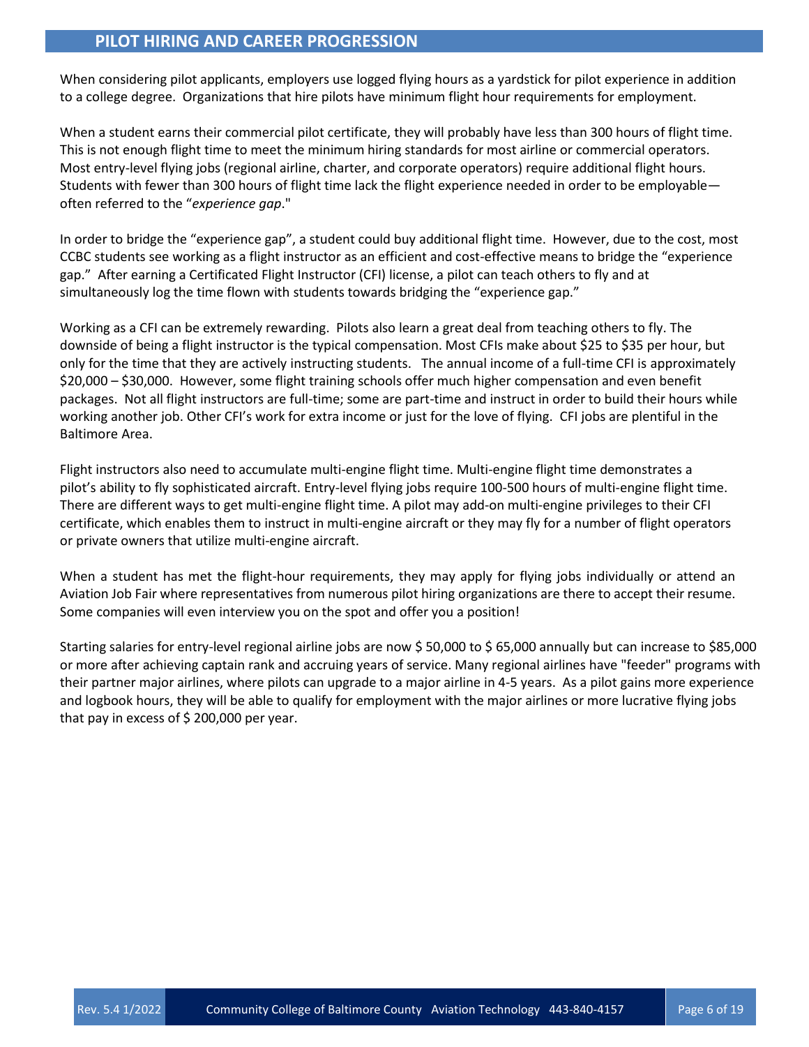## PILOT HIRING AND CAREER PROGRESSION

When considering pilot applicants, employers use logged flying hours as a yardstick for pilot experience in addition to a college degree. Organizations that hire pilots have minimum flight hour requirements for employment.

When a student earns their commercial pilot certificate, they will probably have less than 300 hours of flight time. This is not enough flight time to meet the minimum hiring standards for most airline or commercial operators. Most entry-level flying jobs (regional airline, charter, and corporate operators) require additional flight hours. Students with fewer than 300 hours of flight time lack the flight experience needed in order to be employable—often referred to the "*experience gap*."

In order to bridge the "experience gap", a student could buy additional flight time. However, due to the cost, most CCBC students see working as a flight instructor as an efficient and cost-effective means to bridge the "experience gap." After earning a Certificated Flight Instructor (CFI) license, a pilot can teach others to fly and at simultaneously log the time flown with students towards bridging the "experience gap."

Working as a CFI can be extremely rewarding. Pilots also learn a great deal from teaching others to fly. The downside of being a flight instructor is the typical compensation. Most CFIs make about $25 to $35 per hour, but only for the time that they are actively instructing students. The annual income of a full-time CFI is approximately $20,000 – $30,000. However, some flight training schools offer much higher compensation and even benefit packages. Not all flight instructors are full-time; some are part-time and instruct in order to build their hours while working another job. Other CFI's work for extra income or just for the love of flying. CFI jobs are plentiful in the Baltimore Area.

Flight instructors also need to accumulate multi-engine flight time. Multi-engine flight time demonstrates a pilot's ability to fly sophisticated aircraft. Entry-level flying jobs require 100-500 hours of multi-engine flight time. There are different ways to get multi-engine flight time. A pilot may add-on multi-engine privileges to their CFI certificate, which enables them to instruct in multi-engine aircraft or they may fly for a number of flight operators or private owners that utilize multi-engine aircraft.

When a student has met the flight-hour requirements, they may apply for flying jobs individually or attend an Aviation Job Fair where representatives from numerous pilot hiring organizations are there to accept their resume. Some companies will even interview you on the spot and offer you a position!

Starting salaries for entry-level regional airline jobs are now $ 50,000 to $ 65,000 annually but can increase to $85,000 or more after achieving captain rank and accruing years of service. Many regional airlines have "feeder" programs with their partner major airlines, where pilots can upgrade to a major airline in 4-5 years. As a pilot gains more experience and logbook hours, they will be able to qualify for employment with the major airlines or more lucrative flying jobs that pay in excess of $ 200,000 per year.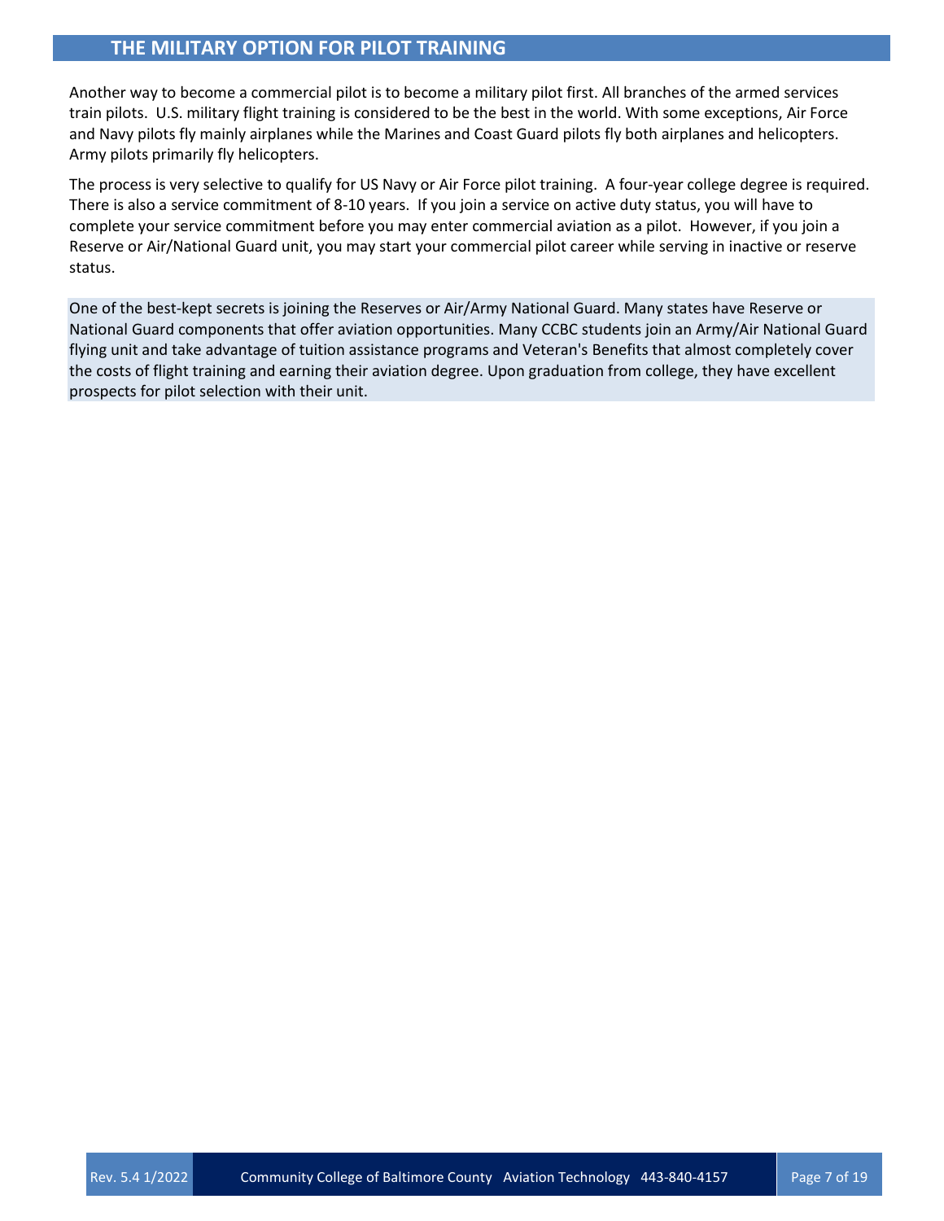## THE MILITARY OPTION FOR PILOT TRAINING

Another way to become a commercial pilot is to become a military pilot first. All branches of the armed services train pilots. U.S. military flight training is considered to be the best in the world. With some exceptions, Air Force and Navy pilots fly mainly airplanes while the Marines and Coast Guard pilots fly both airplanes and helicopters. Army pilots primarily fly helicopters.

The process is very selective to qualify for US Navy or Air Force pilot training. A four-year college degree is required. There is also a service commitment of 8-10 years. If you join a service on active duty status, you will have to complete your service commitment before you may enter commercial aviation as a pilot. However, if you join a Reserve or Air/National Guard unit, you may start your commercial pilot career while serving in inactive or reserve status.

One of the best-kept secrets is joining the Reserves or Air/Army National Guard. Many states have Reserve or National Guard components that offer aviation opportunities. Many CCBC students join an Army/Air National Guard flying unit and take advantage of tuition assistance programs and Veteran's Benefits that almost completely cover the costs of flight training and earning their aviation degree. Upon graduation from college, they have excellent prospects for pilot selection with their unit.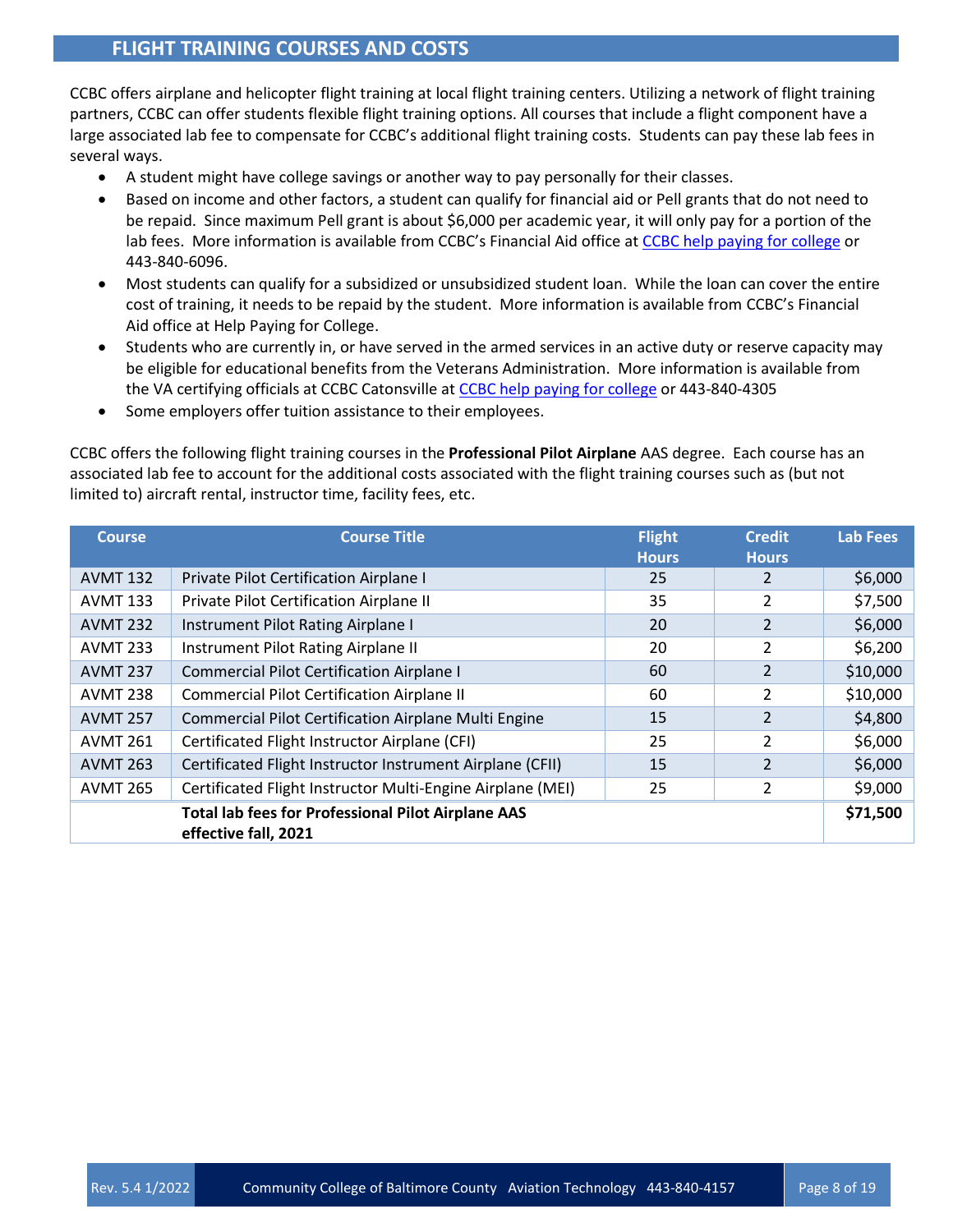## FLIGHT TRAINING COURSES AND COSTS

CCBC offers airplane and helicopter flight training at local flight training centers. Utilizing a network of flight training partners, CCBC can offer students flexible flight training options. All courses that include a flight component have a large associated lab fee to compensate for CCBC's additional flight training costs. Students can pay these lab fees in several ways.

- A student might have college savings or another way to pay personally for their classes.
- Based on income and other factors, a student can qualify for financial aid or Pell grants that do not need to be repaid. Since maximum Pell grant is about $6,000 per academic year, it will only pay for a portion of the lab fees. More information is available from CCBC's Financial Aid office at [CCBC help paying for college] or 443-840-6096.
- Most students can qualify for a subsidized or unsubsidized student loan. While the loan can cover the entire cost of training, it needs to be repaid by the student. More information is available from CCBC's Financial Aid office at Help Paying for College.
- Students who are currently in, or have served in the armed services in an active duty or reserve capacity may be eligible for educational benefits from the Veterans Administration. More information is available from the VA certifying officials at CCBC Catonsville at [CCBC help paying for college] or 443-840-4305
- Some employers offer tuition assistance to their employees.

CCBC offers the following flight training courses in the **Professional Pilot Airplane** AAS degree. Each course has an associated lab fee to account for the additional costs associated with the flight training courses such as (but not limited to) aircraft rental, instructor time, facility fees, etc.

| Course | Course Title | Flight Hours | Credit Hours | Lab Fees |
|---|---|---|---|---|
| AVMT 132 | Private Pilot Certification Airplane I | 25 | 2 | $6,000 |
| AVMT 133 | Private Pilot Certification Airplane II | 35 | 2 | $7,500 |
| AVMT 232 | Instrument Pilot Rating Airplane I | 20 | 2 | $6,000 |
| AVMT 233 | Instrument Pilot Rating Airplane II | 20 | 2 | $6,200 |
| AVMT 237 | Commercial Pilot Certification Airplane I | 60 | 2 | $10,000 |
| AVMT 238 | Commercial Pilot Certification Airplane II | 60 | 2 | $10,000 |
| AVMT 257 | Commercial Pilot Certification Airplane Multi Engine | 15 | 2 | $4,800 |
| AVMT 261 | Certificated Flight Instructor Airplane (CFI) | 25 | 2 | $6,000 |
| AVMT 263 | Certificated Flight Instructor Instrument Airplane (CFII) | 15 | 2 | $6,000 |
| AVMT 265 | Certificated Flight Instructor Multi-Engine Airplane (MEI) | 25 | 2 | $9,000 |
| | **Total lab fees for Professional Pilot Airplane AAS effective fall, 2021** | | | **$71,500** |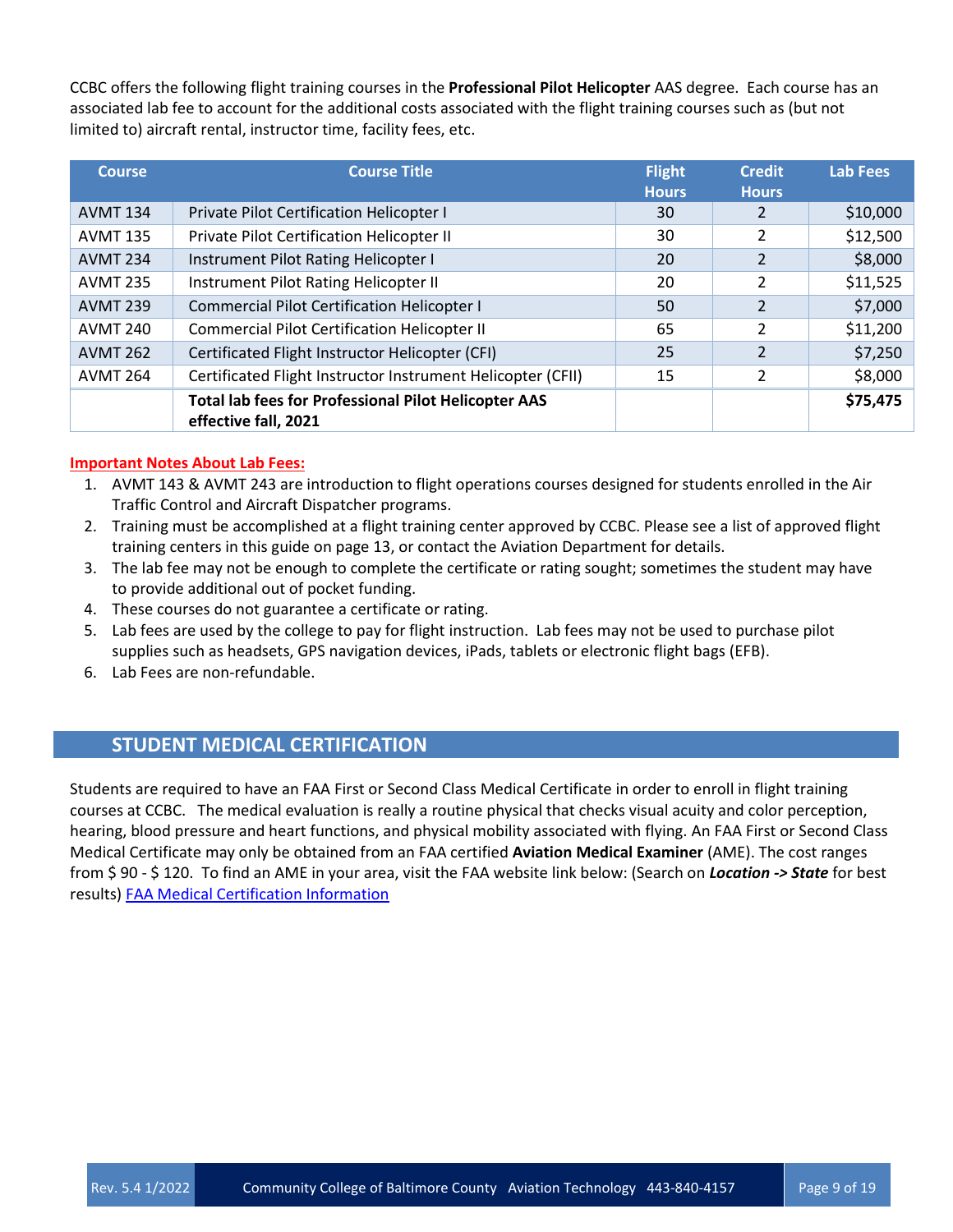CCBC offers the following flight training courses in the **Professional Pilot Helicopter** AAS degree. Each course has an associated lab fee to account for the additional costs associated with the flight training courses such as (but not limited to) aircraft rental, instructor time, facility fees, etc.

| Course | Course Title | Flight Hours | Credit Hours | Lab Fees |
|---|---|---|---|---|
| AVMT 134 | Private Pilot Certification Helicopter I | 30 | 2 | $10,000 |
| AVMT 135 | Private Pilot Certification Helicopter II | 30 | 2 | $12,500 |
| AVMT 234 | Instrument Pilot Rating Helicopter I | 20 | 2 | $8,000 |
| AVMT 235 | Instrument Pilot Rating Helicopter II | 20 | 2 | $11,525 |
| AVMT 239 | Commercial Pilot Certification Helicopter I | 50 | 2 | $7,000 |
| AVMT 240 | Commercial Pilot Certification Helicopter II | 65 | 2 | $11,200 |
| AVMT 262 | Certificated Flight Instructor Helicopter (CFI) | 25 | 2 | $7,250 |
| AVMT 264 | Certificated Flight Instructor Instrument Helicopter (CFII) | 15 | 2 | $8,000 |
| | **Total lab fees for Professional Pilot Helicopter AAS effective fall, 2021** | | | **$75,475** |

**Important Notes About Lab Fees:**

1. AVMT 143 & AVMT 243 are introduction to flight operations courses designed for students enrolled in the Air Traffic Control and Aircraft Dispatcher programs.
2. Training must be accomplished at a flight training center approved by CCBC. Please see a list of approved flight training centers in this guide on page 13, or contact the Aviation Department for details.
3. The lab fee may not be enough to complete the certificate or rating sought; sometimes the student may have to provide additional out of pocket funding.
4. These courses do not guarantee a certificate or rating.
5. Lab fees are used by the college to pay for flight instruction. Lab fees may not be used to purchase pilot supplies such as headsets, GPS navigation devices, iPads, tablets or electronic flight bags (EFB).
6. Lab Fees are non-refundable.

## STUDENT MEDICAL CERTIFICATION

Students are required to have an FAA First or Second Class Medical Certificate in order to enroll in flight training courses at CCBC. The medical evaluation is really a routine physical that checks visual acuity and color perception, hearing, blood pressure and heart functions, and physical mobility associated with flying. An FAA First or Second Class Medical Certificate may only be obtained from an FAA certified **Aviation Medical Examiner** (AME). The cost ranges from $ 90 - $ 120. To find an AME in your area, visit the FAA website link below: (Search on ***Location -> State*** for best results) FAA Medical Certification Information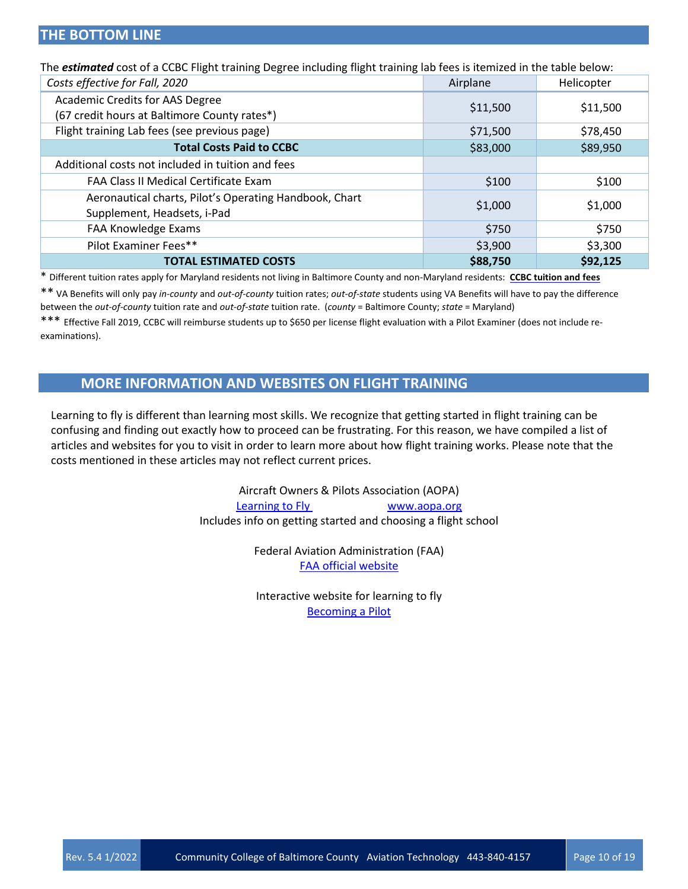## THE BOTTOM LINE

The ***estimated*** cost of a CCBC Flight training Degree including flight training lab fees is itemized in the table below:

| *Costs effective for Fall, 2020* | Airplane | Helicopter |
|---|---|---|
| Academic Credits for AAS Degree (67 credit hours at Baltimore County rates*) | $11,500 | $11,500 |
| Flight training Lab fees (see previous page) | $71,500 | $78,450 |
| **Total Costs Paid to CCBC** | $83,000 | $89,950 |
| Additional costs not included in tuition and fees | | |
| FAA Class II Medical Certificate Exam | $100 | $100 |
| Aeronautical charts, Pilot's Operating Handbook, Chart Supplement, Headsets, i-Pad | $1,000 | $1,000 |
| FAA Knowledge Exams | $750 | $750 |
| Pilot Examiner Fees** | $3,900 | $3,300 |
| **TOTAL ESTIMATED COSTS** | **$88,750** | **$92,125** |

\* Different tuition rates apply for Maryland residents not living in Baltimore County and non-Maryland residents: **CCBC tuition and fees**

\*\* VA Benefits will only pay *in-county* and *out-of-county* tuition rates; *out-of-state* students using VA Benefits will have to pay the difference between the *out-of-county* tuition rate and *out-of-state* tuition rate. (*county* = Baltimore County; *state* = Maryland)

\*\*\* Effective Fall 2019, CCBC will reimburse students up to $650 per license flight evaluation with a Pilot Examiner (does not include re-examinations).

## MORE INFORMATION AND WEBSITES ON FLIGHT TRAINING

Learning to fly is different than learning most skills. We recognize that getting started in flight training can be confusing and finding out exactly how to proceed can be frustrating. For this reason, we have compiled a list of articles and websites for you to visit in order to learn more about how flight training works. Please note that the costs mentioned in these articles may not reflect current prices.

Aircraft Owners & Pilots Association (AOPA)
Learning to Fly www.aopa.org
Includes info on getting started and choosing a flight school

Federal Aviation Administration (FAA)
FAA official website

Interactive website for learning to fly
Becoming a Pilot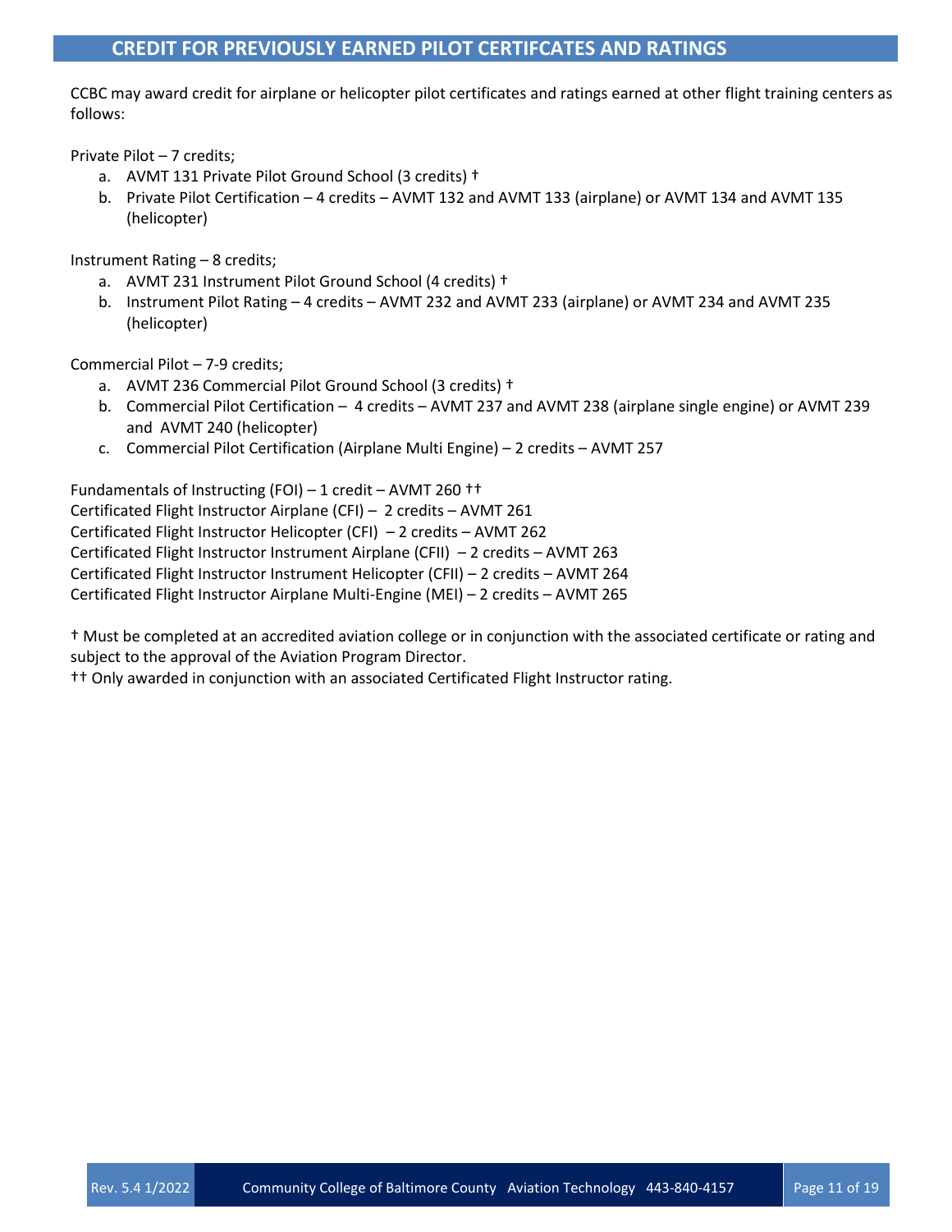## CREDIT FOR PREVIOUSLY EARNED PILOT CERTIFCATES AND RATINGS

CCBC may award credit for airplane or helicopter pilot certificates and ratings earned at other flight training centers as follows:

Private Pilot – 7 credits;

a. AVMT 131 Private Pilot Ground School (3 credits) †
b. Private Pilot Certification – 4 credits – AVMT 132 and AVMT 133 (airplane) or AVMT 134 and AVMT 135 (helicopter)

Instrument Rating – 8 credits;

a. AVMT 231 Instrument Pilot Ground School (4 credits) †
b. Instrument Pilot Rating – 4 credits – AVMT 232 and AVMT 233 (airplane) or AVMT 234 and AVMT 235 (helicopter)

Commercial Pilot – 7-9 credits;

a. AVMT 236 Commercial Pilot Ground School (3 credits) †
b. Commercial Pilot Certification – 4 credits – AVMT 237 and AVMT 238 (airplane single engine) or AVMT 239 and AVMT 240 (helicopter)
c. Commercial Pilot Certification (Airplane Multi Engine) – 2 credits – AVMT 257

Fundamentals of Instructing (FOI) – 1 credit – AVMT 260 ††
Certificated Flight Instructor Airplane (CFI) – 2 credits – AVMT 261
Certificated Flight Instructor Helicopter (CFI) – 2 credits – AVMT 262
Certificated Flight Instructor Instrument Airplane (CFII) – 2 credits – AVMT 263
Certificated Flight Instructor Instrument Helicopter (CFII) – 2 credits – AVMT 264
Certificated Flight Instructor Airplane Multi-Engine (MEI) – 2 credits – AVMT 265

† Must be completed at an accredited aviation college or in conjunction with the associated certificate or rating and subject to the approval of the Aviation Program Director.
†† Only awarded in conjunction with an associated Certificated Flight Instructor rating.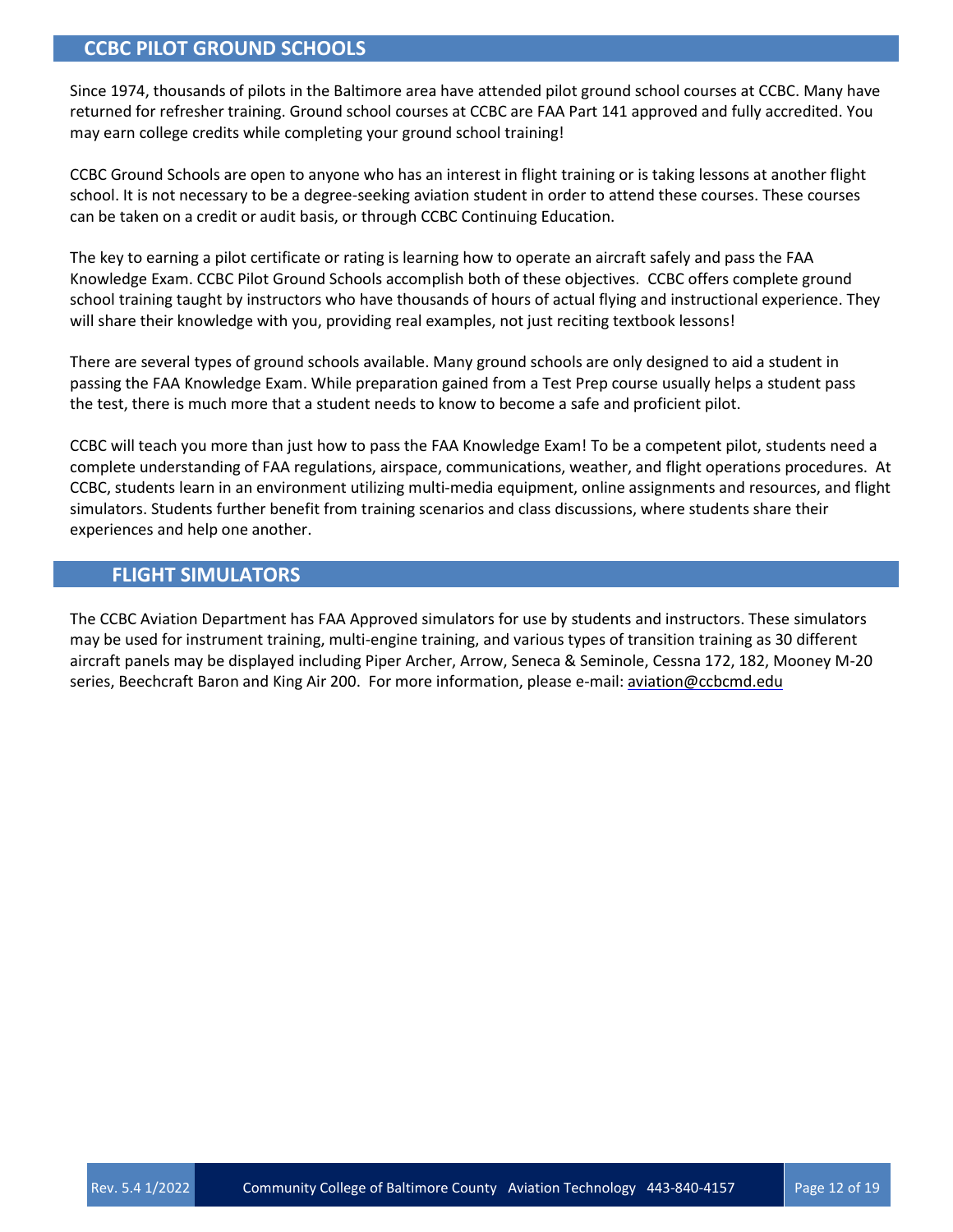## CCBC PILOT GROUND SCHOOLS

Since 1974, thousands of pilots in the Baltimore area have attended pilot ground school courses at CCBC. Many have returned for refresher training. Ground school courses at CCBC are FAA Part 141 approved and fully accredited. You may earn college credits while completing your ground school training!

CCBC Ground Schools are open to anyone who has an interest in flight training or is taking lessons at another flight school. It is not necessary to be a degree-seeking aviation student in order to attend these courses. These courses can be taken on a credit or audit basis, or through CCBC Continuing Education.

The key to earning a pilot certificate or rating is learning how to operate an aircraft safely and pass the FAA Knowledge Exam. CCBC Pilot Ground Schools accomplish both of these objectives. CCBC offers complete ground school training taught by instructors who have thousands of hours of actual flying and instructional experience. They will share their knowledge with you, providing real examples, not just reciting textbook lessons!

There are several types of ground schools available. Many ground schools are only designed to aid a student in passing the FAA Knowledge Exam. While preparation gained from a Test Prep course usually helps a student pass the test, there is much more that a student needs to know to become a safe and proficient pilot.

CCBC will teach you more than just how to pass the FAA Knowledge Exam! To be a competent pilot, students need a complete understanding of FAA regulations, airspace, communications, weather, and flight operations procedures. At CCBC, students learn in an environment utilizing multi-media equipment, online assignments and resources, and flight simulators. Students further benefit from training scenarios and class discussions, where students share their experiences and help one another.

## FLIGHT SIMULATORS

The CCBC Aviation Department has FAA Approved simulators for use by students and instructors. These simulators may be used for instrument training, multi-engine training, and various types of transition training as 30 different aircraft panels may be displayed including Piper Archer, Arrow, Seneca & Seminole, Cessna 172, 182, Mooney M-20 series, Beechcraft Baron and King Air 200. For more information, please e-mail: aviation@ccbcmd.edu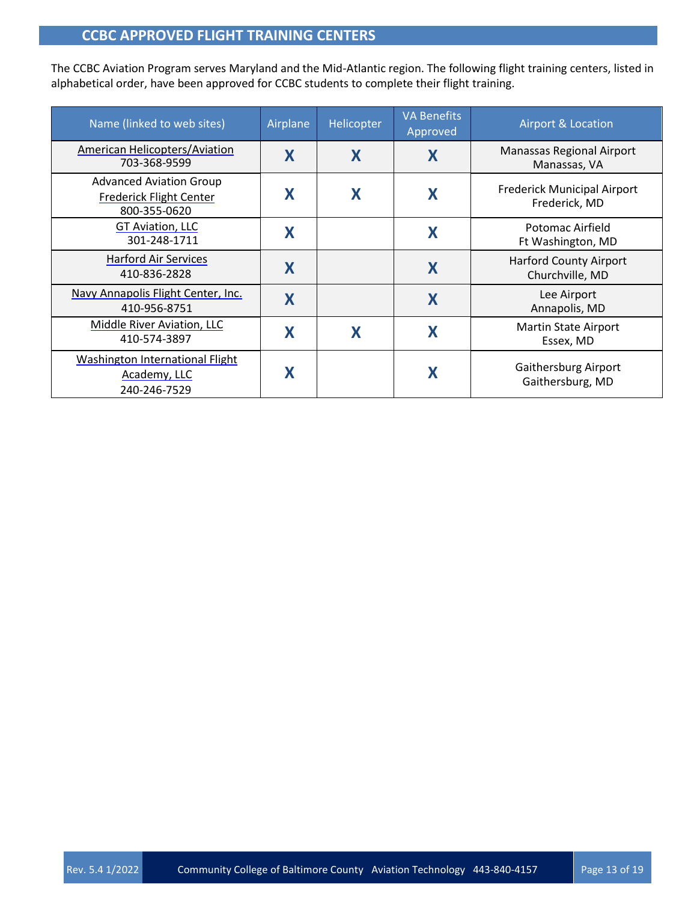## CCBC APPROVED FLIGHT TRAINING CENTERS

The CCBC Aviation Program serves Maryland and the Mid-Atlantic region. The following flight training centers, listed in alphabetical order, have been approved for CCBC students to complete their flight training.

| Name (linked to web sites) | Airplane | Helicopter | VA Benefits Approved | Airport & Location |
|---|---|---|---|---|
| American Helicopters/Aviation 703-368-9599 | X | X | X | Manassas Regional Airport Manassas, VA |
| Advanced Aviation Group Frederick Flight Center 800-355-0620 | X | X | X | Frederick Municipal Airport Frederick, MD |
| GT Aviation, LLC 301-248-1711 | X | | X | Potomac Airfield Ft Washington, MD |
| Harford Air Services 410-836-2828 | X | | X | Harford County Airport Churchville, MD |
| Navy Annapolis Flight Center, Inc. 410-956-8751 | X | | X | Lee Airport Annapolis, MD |
| Middle River Aviation, LLC 410-574-3897 | X | X | X | Martin State Airport Essex, MD |
| Washington International Flight Academy, LLC 240-246-7529 | X | | X | Gaithersburg Airport Gaithersburg, MD |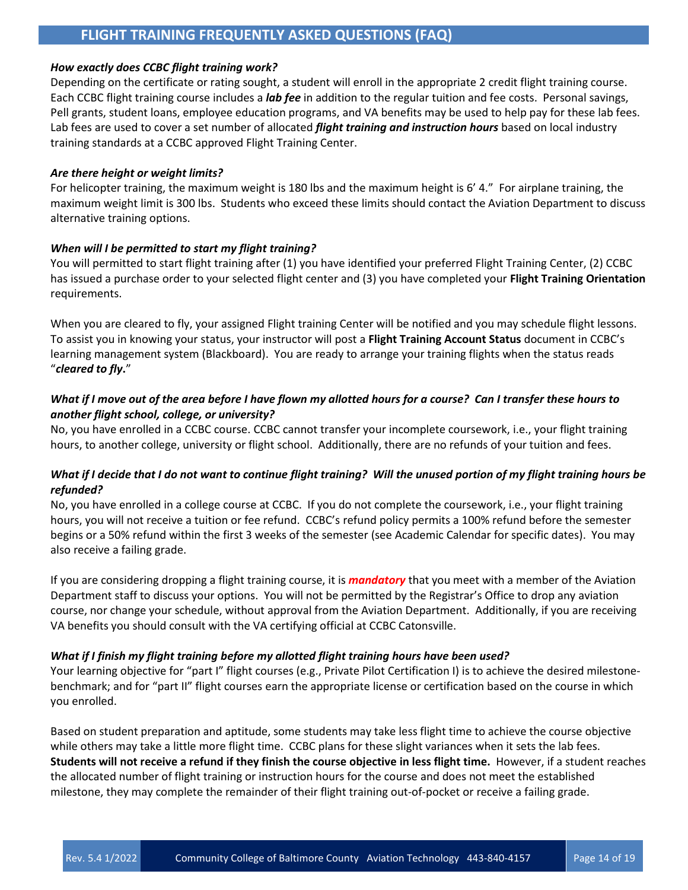## FLIGHT TRAINING FREQUENTLY ASKED QUESTIONS (FAQ)

***How exactly does CCBC flight training work?***

Depending on the certificate or rating sought, a student will enroll in the appropriate 2 credit flight training course. Each CCBC flight training course includes a ***lab fee*** in addition to the regular tuition and fee costs. Personal savings, Pell grants, student loans, employee education programs, and VA benefits may be used to help pay for these lab fees. Lab fees are used to cover a set number of allocated ***flight training and instruction hours*** based on local industry training standards at a CCBC approved Flight Training Center.

***Are there height or weight limits?***

For helicopter training, the maximum weight is 180 lbs and the maximum height is 6' 4." For airplane training, the maximum weight limit is 300 lbs. Students who exceed these limits should contact the Aviation Department to discuss alternative training options.

***When will I be permitted to start my flight training?***

You will permitted to start flight training after (1) you have identified your preferred Flight Training Center, (2) CCBC has issued a purchase order to your selected flight center and (3) you have completed your **Flight Training Orientation** requirements.

When you are cleared to fly, your assigned Flight training Center will be notified and you may schedule flight lessons. To assist you in knowing your status, your instructor will post a **Flight Training Account Status** document in CCBC's learning management system (Blackboard). You are ready to arrange your training flights when the status reads "***cleared to fly*.**"

***What if I move out of the area before I have flown my allotted hours for a course? Can I transfer these hours to another flight school, college, or university?***

No, you have enrolled in a CCBC course. CCBC cannot transfer your incomplete coursework, i.e., your flight training hours, to another college, university or flight school. Additionally, there are no refunds of your tuition and fees.

***What if I decide that I do not want to continue flight training? Will the unused portion of my flight training hours be refunded?***

No, you have enrolled in a college course at CCBC. If you do not complete the coursework, i.e., your flight training hours, you will not receive a tuition or fee refund. CCBC's refund policy permits a 100% refund before the semester begins or a 50% refund within the first 3 weeks of the semester (see Academic Calendar for specific dates). You may also receive a failing grade.

If you are considering dropping a flight training course, it is ***mandatory*** that you meet with a member of the Aviation Department staff to discuss your options. You will not be permitted by the Registrar's Office to drop any aviation course, nor change your schedule, without approval from the Aviation Department. Additionally, if you are receiving VA benefits you should consult with the VA certifying official at CCBC Catonsville.

***What if I finish my flight training before my allotted flight training hours have been used?***

Your learning objective for "part I" flight courses (e.g., Private Pilot Certification I) is to achieve the desired milestone-benchmark; and for "part II" flight courses earn the appropriate license or certification based on the course in which you enrolled.

Based on student preparation and aptitude, some students may take less flight time to achieve the course objective while others may take a little more flight time. CCBC plans for these slight variances when it sets the lab fees. **Students will not receive a refund if they finish the course objective in less flight time.** However, if a student reaches the allocated number of flight training or instruction hours for the course and does not meet the established milestone, they may complete the remainder of their flight training out-of-pocket or receive a failing grade.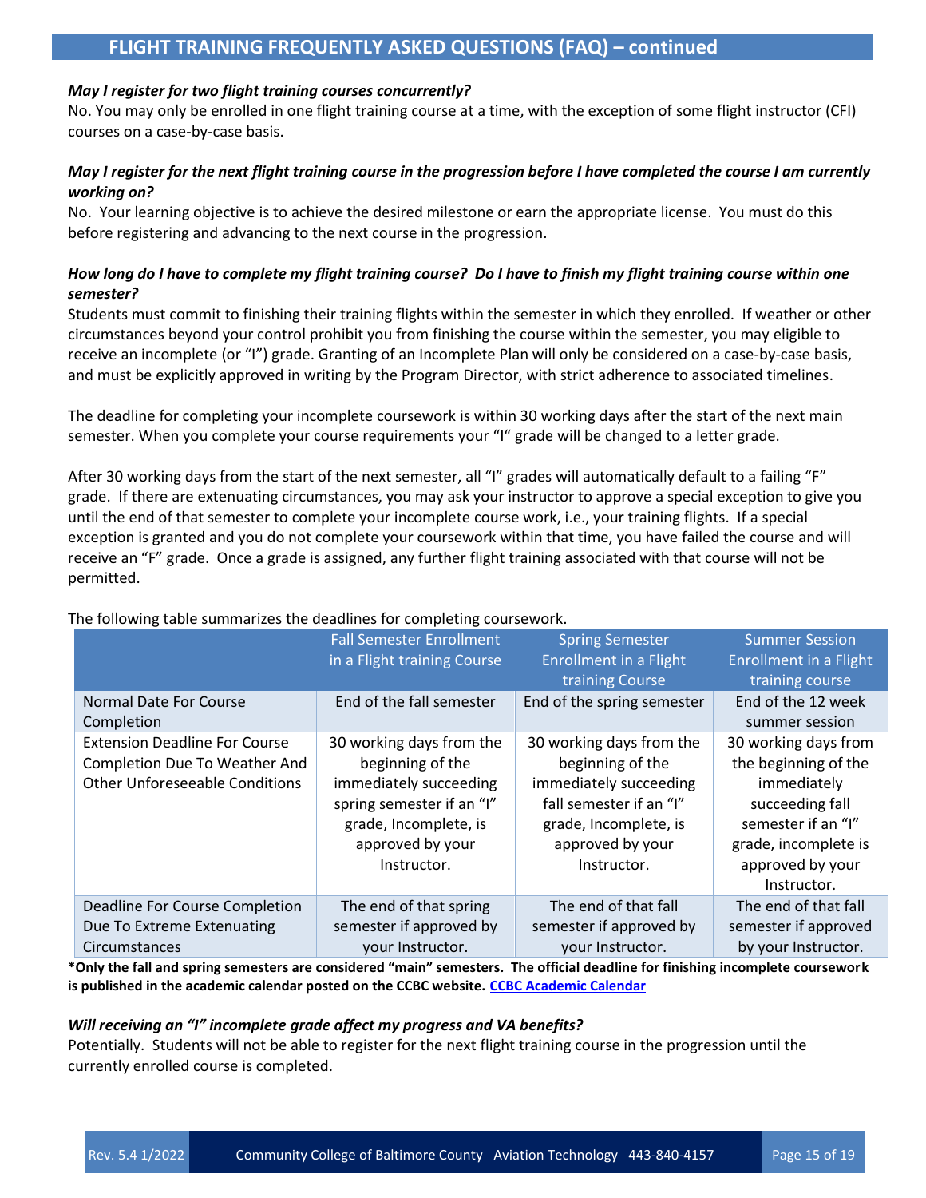## FLIGHT TRAINING FREQUENTLY ASKED QUESTIONS (FAQ) – continued

***May I register for two flight training courses concurrently?***

No. You may only be enrolled in one flight training course at a time, with the exception of some flight instructor (CFI) courses on a case-by-case basis.

***May I register for the next flight training course in the progression before I have completed the course I am currently working on?***

No. Your learning objective is to achieve the desired milestone or earn the appropriate license. You must do this before registering and advancing to the next course in the progression.

***How long do I have to complete my flight training course? Do I have to finish my flight training course within one semester?***

Students must commit to finishing their training flights within the semester in which they enrolled. If weather or other circumstances beyond your control prohibit you from finishing the course within the semester, you may eligible to receive an incomplete (or "I") grade. Granting of an Incomplete Plan will only be considered on a case-by-case basis, and must be explicitly approved in writing by the Program Director, with strict adherence to associated timelines.

The deadline for completing your incomplete coursework is within 30 working days after the start of the next main semester. When you complete your course requirements your "I" grade will be changed to a letter grade.

After 30 working days from the start of the next semester, all "I" grades will automatically default to a failing "F" grade. If there are extenuating circumstances, you may ask your instructor to approve a special exception to give you until the end of that semester to complete your incomplete course work, i.e., your training flights. If a special exception is granted and you do not complete your coursework within that time, you have failed the course and will receive an "F" grade. Once a grade is assigned, any further flight training associated with that course will not be permitted.

The following table summarizes the deadlines for completing coursework.

| | Fall Semester Enrollment in a Flight training Course | Spring Semester Enrollment in a Flight training Course | Summer Session Enrollment in a Flight training course |
|---|---|---|---|
| Normal Date For Course Completion | End of the fall semester | End of the spring semester | End of the 12 week summer session |
| Extension Deadline For Course Completion Due To Weather And Other Unforeseeable Conditions | 30 working days from the beginning of the immediately succeeding spring semester if an "I" grade, Incomplete, is approved by your Instructor. | 30 working days from the beginning of the immediately succeeding fall semester if an "I" grade, Incomplete, is approved by your Instructor. | 30 working days from the beginning of the immediately succeeding fall semester if an "I" grade, incomplete is approved by your Instructor. |
| Deadline For Course Completion Due To Extreme Extenuating Circumstances | The end of that spring semester if approved by your Instructor. | The end of that fall semester if approved by your Instructor. | The end of that fall semester if approved by your Instructor. |

**\*Only the fall and spring semesters are considered "main" semesters. The official deadline for finishing incomplete coursework is published in the academic calendar posted on the CCBC website. [CCBC Academic Calendar]**

***Will receiving an "I" incomplete grade affect my progress and VA benefits?***

Potentially. Students will not be able to register for the next flight training course in the progression until the currently enrolled course is completed.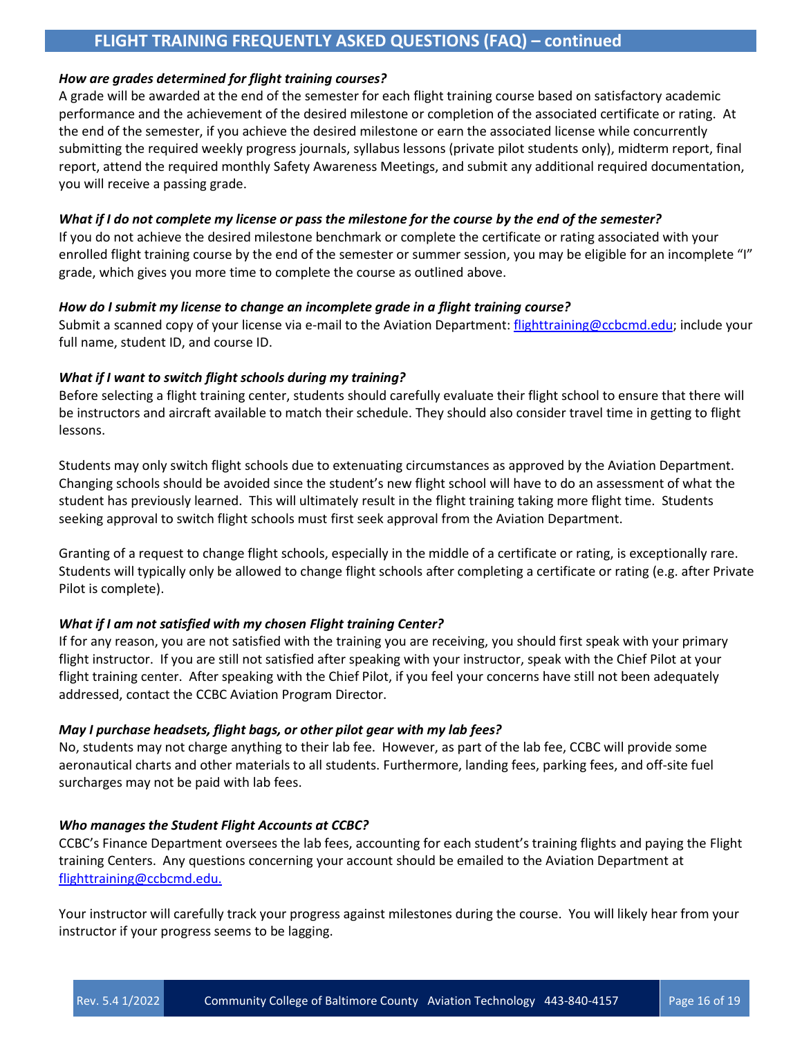## FLIGHT TRAINING FREQUENTLY ASKED QUESTIONS (FAQ) – continued

***How are grades determined for flight training courses?***

A grade will be awarded at the end of the semester for each flight training course based on satisfactory academic performance and the achievement of the desired milestone or completion of the associated certificate or rating. At the end of the semester, if you achieve the desired milestone or earn the associated license while concurrently submitting the required weekly progress journals, syllabus lessons (private pilot students only), midterm report, final report, attend the required monthly Safety Awareness Meetings, and submit any additional required documentation, you will receive a passing grade.

***What if I do not complete my license or pass the milestone for the course by the end of the semester?***

If you do not achieve the desired milestone benchmark or complete the certificate or rating associated with your enrolled flight training course by the end of the semester or summer session, you may be eligible for an incomplete "I" grade, which gives you more time to complete the course as outlined above.

***How do I submit my license to change an incomplete grade in a flight training course?***

Submit a scanned copy of your license via e-mail to the Aviation Department: flighttraining@ccbcmd.edu; include your full name, student ID, and course ID.

***What if I want to switch flight schools during my training?***

Before selecting a flight training center, students should carefully evaluate their flight school to ensure that there will be instructors and aircraft available to match their schedule. They should also consider travel time in getting to flight lessons.

Students may only switch flight schools due to extenuating circumstances as approved by the Aviation Department. Changing schools should be avoided since the student's new flight school will have to do an assessment of what the student has previously learned. This will ultimately result in the flight training taking more flight time. Students seeking approval to switch flight schools must first seek approval from the Aviation Department.

Granting of a request to change flight schools, especially in the middle of a certificate or rating, is exceptionally rare. Students will typically only be allowed to change flight schools after completing a certificate or rating (e.g. after Private Pilot is complete).

***What if I am not satisfied with my chosen Flight training Center?***

If for any reason, you are not satisfied with the training you are receiving, you should first speak with your primary flight instructor. If you are still not satisfied after speaking with your instructor, speak with the Chief Pilot at your flight training center. After speaking with the Chief Pilot, if you feel your concerns have still not been adequately addressed, contact the CCBC Aviation Program Director.

***May I purchase headsets, flight bags, or other pilot gear with my lab fees?***

No, students may not charge anything to their lab fee. However, as part of the lab fee, CCBC will provide some aeronautical charts and other materials to all students. Furthermore, landing fees, parking fees, and off-site fuel surcharges may not be paid with lab fees.

***Who manages the Student Flight Accounts at CCBC?***

CCBC's Finance Department oversees the lab fees, accounting for each student's training flights and paying the Flight training Centers. Any questions concerning your account should be emailed to the Aviation Department at flighttraining@ccbcmd.edu.

Your instructor will carefully track your progress against milestones during the course. You will likely hear from your instructor if your progress seems to be lagging.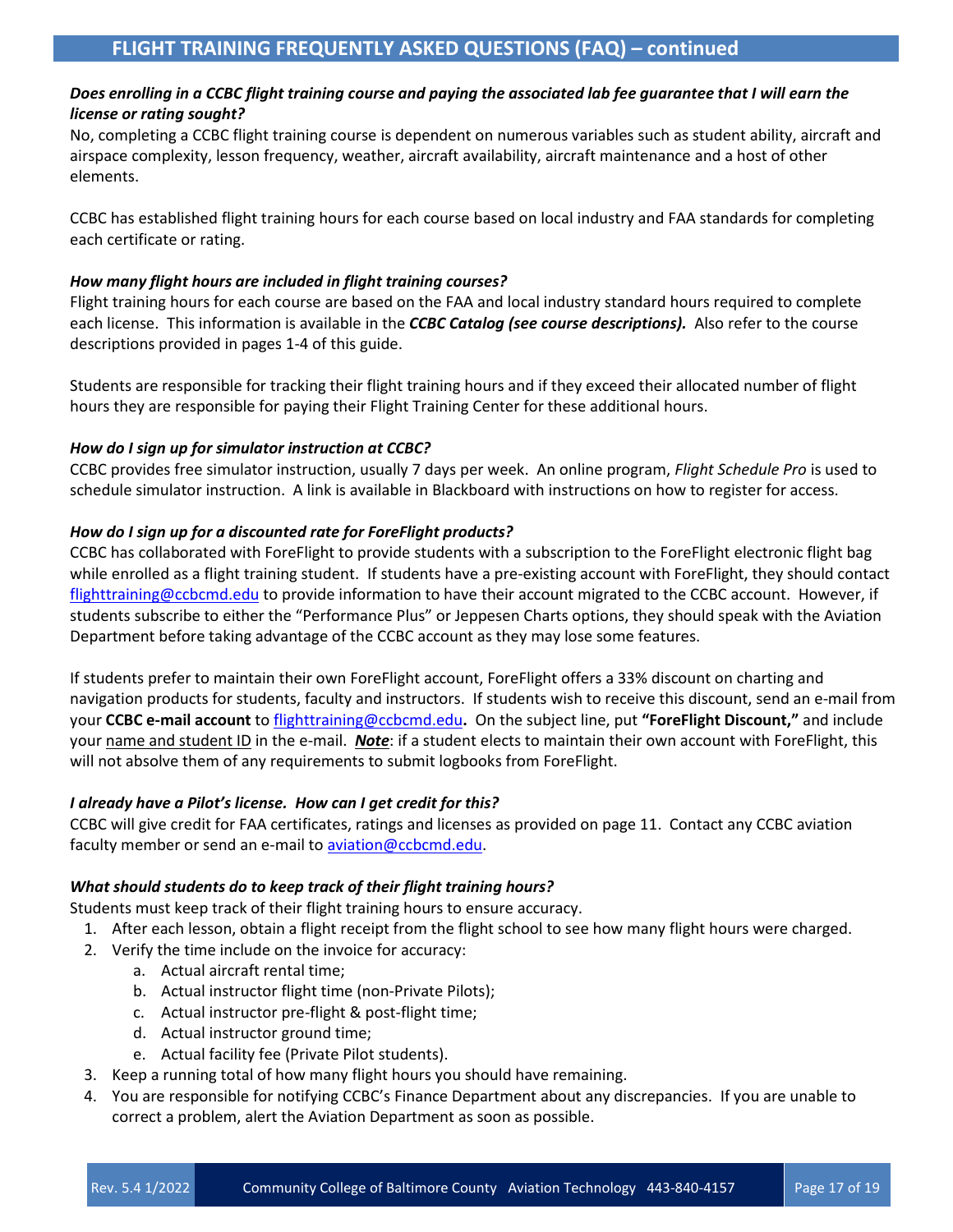## FLIGHT TRAINING FREQUENTLY ASKED QUESTIONS (FAQ) – continued

***Does enrolling in a CCBC flight training course and paying the associated lab fee guarantee that I will earn the license or rating sought?***

No, completing a CCBC flight training course is dependent on numerous variables such as student ability, aircraft and airspace complexity, lesson frequency, weather, aircraft availability, aircraft maintenance and a host of other elements.

CCBC has established flight training hours for each course based on local industry and FAA standards for completing each certificate or rating.

***How many flight hours are included in flight training courses?***

Flight training hours for each course are based on the FAA and local industry standard hours required to complete each license. This information is available in the ***CCBC Catalog (see course descriptions).*** Also refer to the course descriptions provided in pages 1-4 of this guide.

Students are responsible for tracking their flight training hours and if they exceed their allocated number of flight hours they are responsible for paying their Flight Training Center for these additional hours.

***How do I sign up for simulator instruction at CCBC?***

CCBC provides free simulator instruction, usually 7 days per week. An online program, *Flight Schedule Pro* is used to schedule simulator instruction. A link is available in Blackboard with instructions on how to register for access.

***How do I sign up for a discounted rate for ForeFlight products?***

CCBC has collaborated with ForeFlight to provide students with a subscription to the ForeFlight electronic flight bag while enrolled as a flight training student. If students have a pre-existing account with ForeFlight, they should contact flighttraining@ccbcmd.edu to provide information to have their account migrated to the CCBC account. However, if students subscribe to either the "Performance Plus" or Jeppesen Charts options, they should speak with the Aviation Department before taking advantage of the CCBC account as they may lose some features.

If students prefer to maintain their own ForeFlight account, ForeFlight offers a 33% discount on charting and navigation products for students, faculty and instructors. If students wish to receive this discount, send an e-mail from your **CCBC e-mail account** to flighttraining@ccbcmd.edu**.** On the subject line, put **"ForeFlight Discount,"** and include your name and student ID in the e-mail. ***Note***: if a student elects to maintain their own account with ForeFlight, this will not absolve them of any requirements to submit logbooks from ForeFlight.

***I already have a Pilot's license. How can I get credit for this?***

CCBC will give credit for FAA certificates, ratings and licenses as provided on page 11. Contact any CCBC aviation faculty member or send an e-mail to aviation@ccbcmd.edu.

***What should students do to keep track of their flight training hours?***

Students must keep track of their flight training hours to ensure accuracy.

1. After each lesson, obtain a flight receipt from the flight school to see how many flight hours were charged.
2. Verify the time include on the invoice for accuracy:
   a. Actual aircraft rental time;
   b. Actual instructor flight time (non-Private Pilots);
   c. Actual instructor pre-flight & post-flight time;
   d. Actual instructor ground time;
   e. Actual facility fee (Private Pilot students).
3. Keep a running total of how many flight hours you should have remaining.
4. You are responsible for notifying CCBC's Finance Department about any discrepancies. If you are unable to correct a problem, alert the Aviation Department as soon as possible.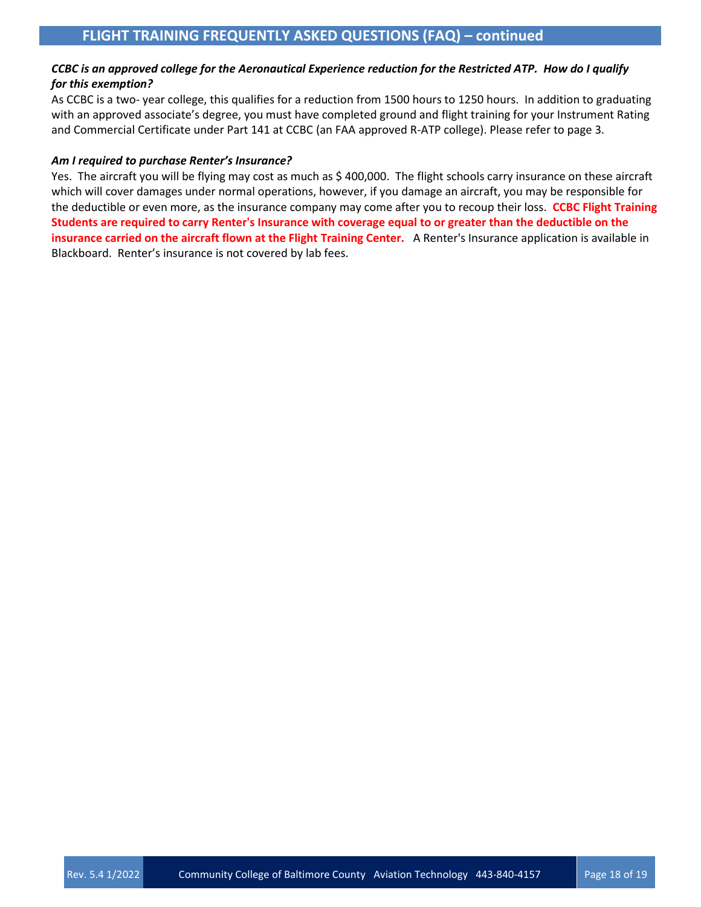## FLIGHT TRAINING FREQUENTLY ASKED QUESTIONS (FAQ) – continued

***CCBC is an approved college for the Aeronautical Experience reduction for the Restricted ATP. How do I qualify for this exemption?***

As CCBC is a two- year college, this qualifies for a reduction from 1500 hours to 1250 hours. In addition to graduating with an approved associate's degree, you must have completed ground and flight training for your Instrument Rating and Commercial Certificate under Part 141 at CCBC (an FAA approved R-ATP college). Please refer to page 3.

***Am I required to purchase Renter's Insurance?***

Yes. The aircraft you will be flying may cost as much as $ 400,000. The flight schools carry insurance on these aircraft which will cover damages under normal operations, however, if you damage an aircraft, you may be responsible for the deductible or even more, as the insurance company may come after you to recoup their loss. **CCBC Flight Training Students are required to carry Renter's Insurance with coverage equal to or greater than the deductible on the insurance carried on the aircraft flown at the Flight Training Center.** A Renter's Insurance application is available in Blackboard. Renter's insurance is not covered by lab fees.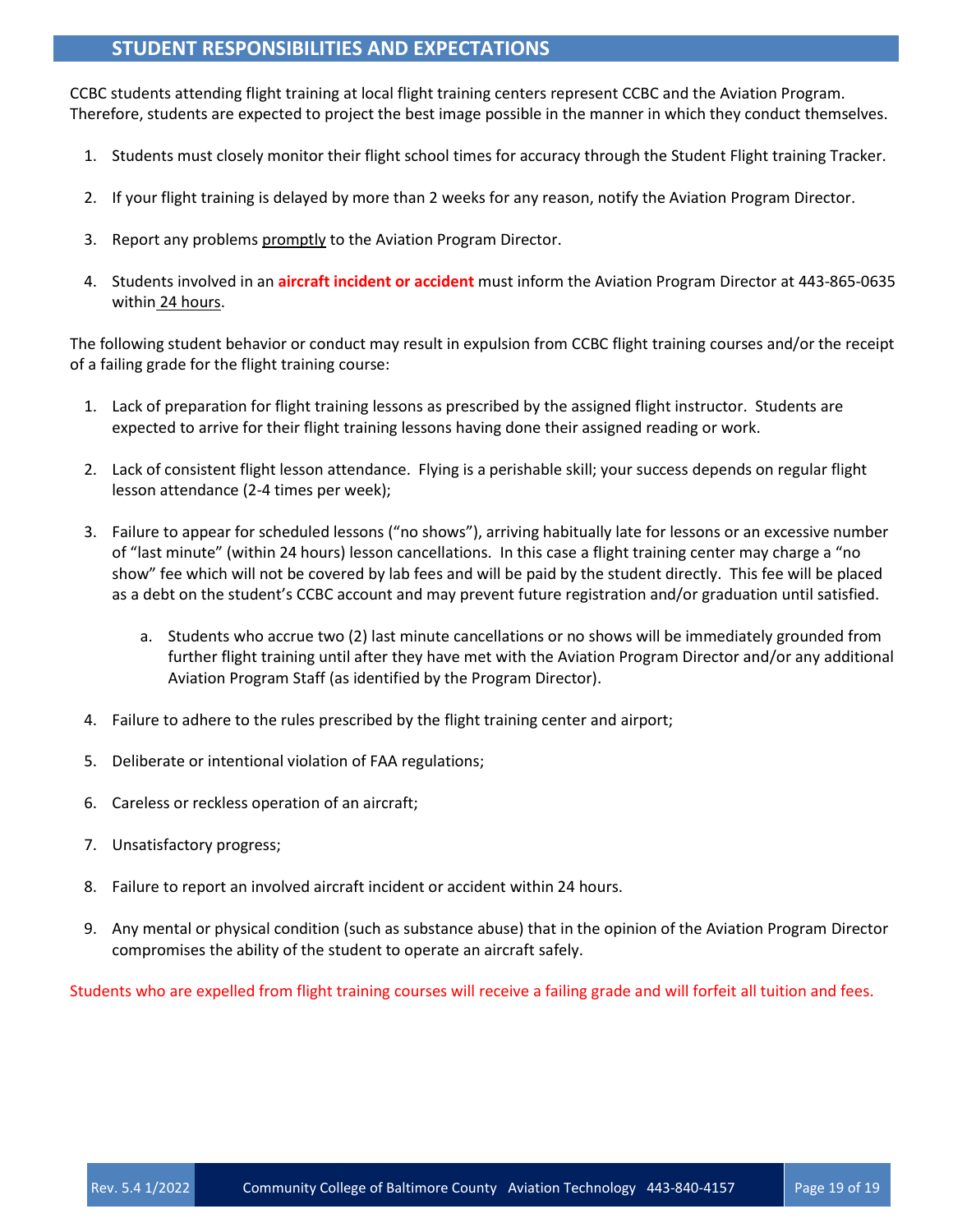## STUDENT RESPONSIBILITIES AND EXPECTATIONS

CCBC students attending flight training at local flight training centers represent CCBC and the Aviation Program. Therefore, students are expected to project the best image possible in the manner in which they conduct themselves.

1. Students must closely monitor their flight school times for accuracy through the Student Flight training Tracker.
2. If your flight training is delayed by more than 2 weeks for any reason, notify the Aviation Program Director.
3. Report any problems <u>promptly</u> to the Aviation Program Director.
4. Students involved in an **aircraft incident or accident** must inform the Aviation Program Director at 443-865-0635 within <u>24 hours</u>.

The following student behavior or conduct may result in expulsion from CCBC flight training courses and/or the receipt of a failing grade for the flight training course:

1. Lack of preparation for flight training lessons as prescribed by the assigned flight instructor. Students are expected to arrive for their flight training lessons having done their assigned reading or work.
2. Lack of consistent flight lesson attendance. Flying is a perishable skill; your success depends on regular flight lesson attendance (2-4 times per week);
3. Failure to appear for scheduled lessons ("no shows"), arriving habitually late for lessons or an excessive number of "last minute" (within 24 hours) lesson cancellations. In this case a flight training center may charge a "no show" fee which will not be covered by lab fees and will be paid by the student directly. This fee will be placed as a debt on the student's CCBC account and may prevent future registration and/or graduation until satisfied.
   a. Students who accrue two (2) last minute cancellations or no shows will be immediately grounded from further flight training until after they have met with the Aviation Program Director and/or any additional Aviation Program Staff (as identified by the Program Director).
4. Failure to adhere to the rules prescribed by the flight training center and airport;
5. Deliberate or intentional violation of FAA regulations;
6. Careless or reckless operation of an aircraft;
7. Unsatisfactory progress;
8. Failure to report an involved aircraft incident or accident within 24 hours.
9. Any mental or physical condition (such as substance abuse) that in the opinion of the Aviation Program Director compromises the ability of the student to operate an aircraft safely.

Students who are expelled from flight training courses will receive a failing grade and will forfeit all tuition and fees.